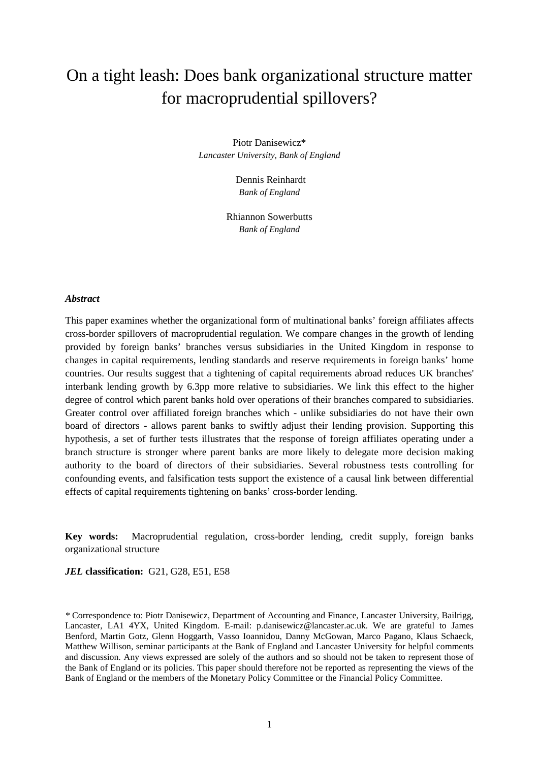# On a tight leash: Does bank organizational structure matter for macroprudential spillovers?

Piotr Danisewicz*
*Lancaster University, Bank of England*

Dennis Reinhardt
*Bank of England*

Rhiannon Sowerbutts
*Bank of England*

***Abstract***

This paper examines whether the organizational form of multinational banks' foreign affiliates affects cross-border spillovers of macroprudential regulation. We compare changes in the growth of lending provided by foreign banks' branches versus subsidiaries in the United Kingdom in response to changes in capital requirements, lending standards and reserve requirements in foreign banks' home countries. Our results suggest that a tightening of capital requirements abroad reduces UK branches' interbank lending growth by 6.3pp more relative to subsidiaries. We link this effect to the higher degree of control which parent banks hold over operations of their branches compared to subsidiaries. Greater control over affiliated foreign branches which - unlike subsidiaries do not have their own board of directors - allows parent banks to swiftly adjust their lending provision. Supporting this hypothesis, a set of further tests illustrates that the response of foreign affiliates operating under a branch structure is stronger where parent banks are more likely to delegate more decision making authority to the board of directors of their subsidiaries. Several robustness tests controlling for confounding events, and falsification tests support the existence of a causal link between differential effects of capital requirements tightening on banks' cross-border lending.

**Key words:** Macroprudential regulation, cross-border lending, credit supply, foreign banks organizational structure

***JEL* classification:** G21, G28, E51, E58

\* Correspondence to: Piotr Danisewicz, Department of Accounting and Finance, Lancaster University, Bailrigg, Lancaster, LA1 4YX, United Kingdom. E-mail: p.danisewicz@lancaster.ac.uk. We are grateful to James Benford, Martin Gotz, Glenn Hoggarth, Vasso Ioannidou, Danny McGowan, Marco Pagano, Klaus Schaeck, Matthew Willison, seminar participants at the Bank of England and Lancaster University for helpful comments and discussion. Any views expressed are solely of the authors and so should not be taken to represent those of the Bank of England or its policies. This paper should therefore not be reported as representing the views of the Bank of England or the members of the Monetary Policy Committee or the Financial Policy Committee.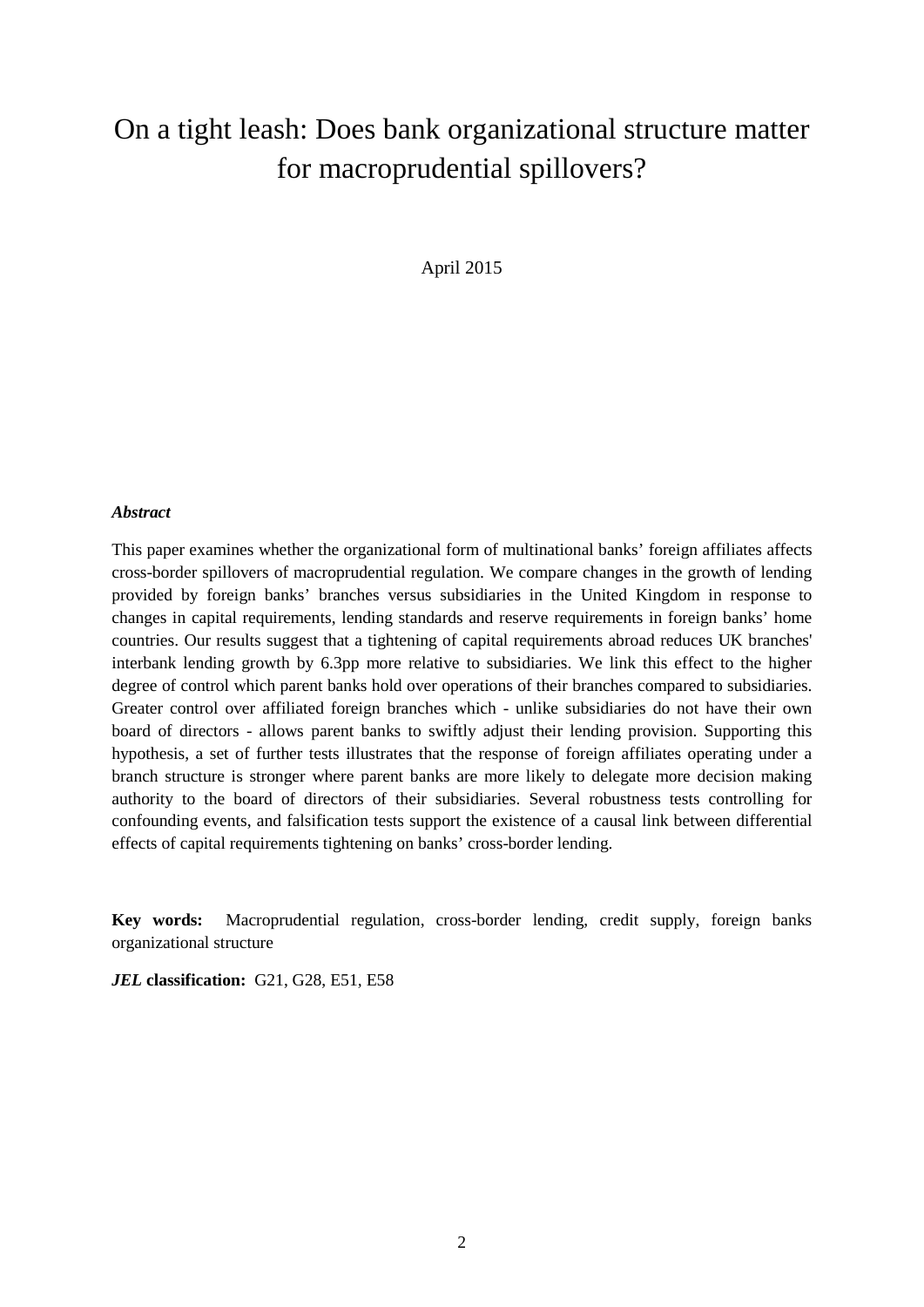# On a tight leash: Does bank organizational structure matter for macroprudential spillovers?

April 2015

***Abstract***

This paper examines whether the organizational form of multinational banks' foreign affiliates affects cross-border spillovers of macroprudential regulation. We compare changes in the growth of lending provided by foreign banks' branches versus subsidiaries in the United Kingdom in response to changes in capital requirements, lending standards and reserve requirements in foreign banks' home countries. Our results suggest that a tightening of capital requirements abroad reduces UK branches' interbank lending growth by 6.3pp more relative to subsidiaries. We link this effect to the higher degree of control which parent banks hold over operations of their branches compared to subsidiaries. Greater control over affiliated foreign branches which - unlike subsidiaries do not have their own board of directors - allows parent banks to swiftly adjust their lending provision. Supporting this hypothesis, a set of further tests illustrates that the response of foreign affiliates operating under a branch structure is stronger where parent banks are more likely to delegate more decision making authority to the board of directors of their subsidiaries. Several robustness tests controlling for confounding events, and falsification tests support the existence of a causal link between differential effects of capital requirements tightening on banks' cross-border lending.

**Key words:** Macroprudential regulation, cross-border lending, credit supply, foreign banks organizational structure

***JEL* classification:** G21, G28, E51, E58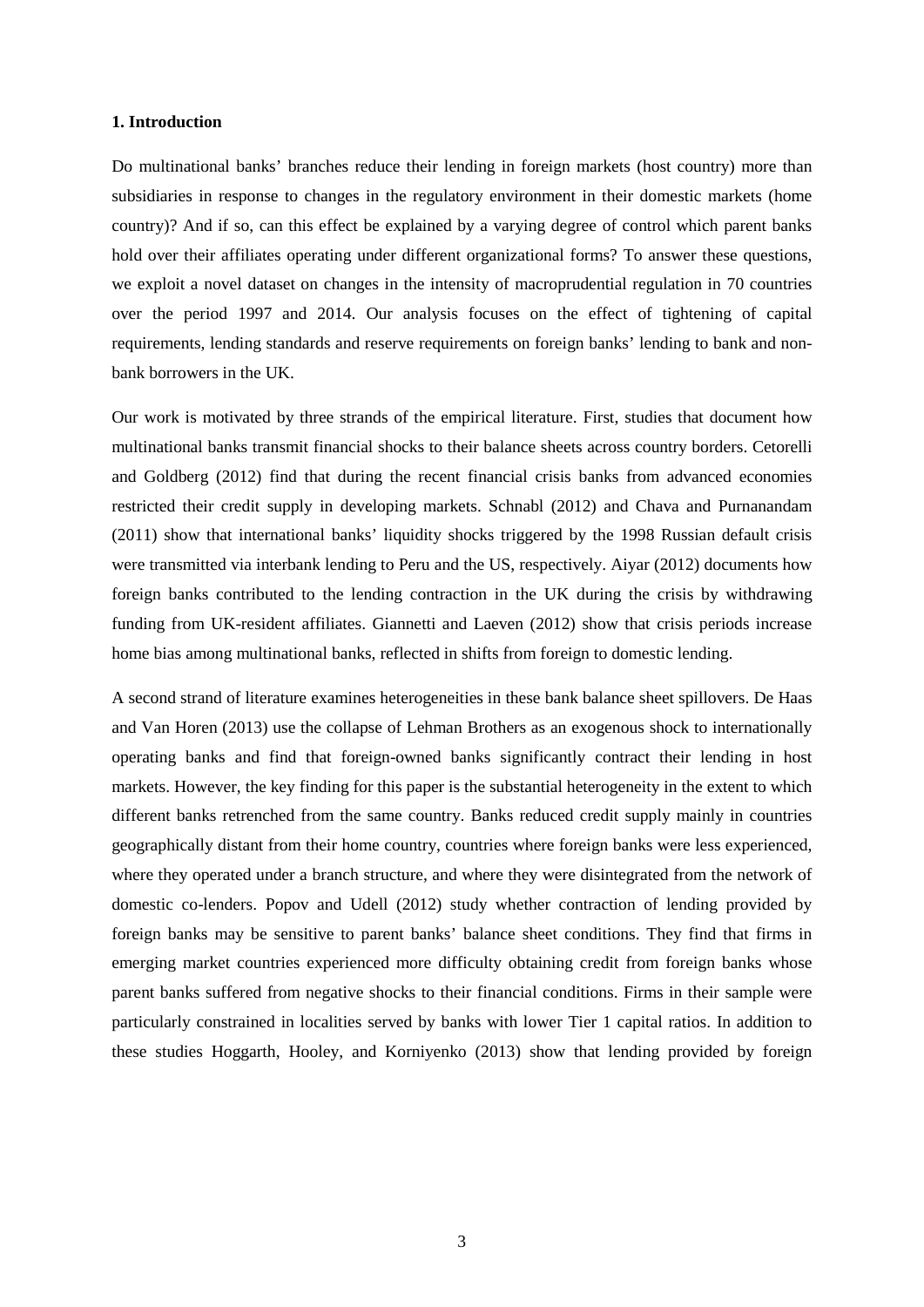**1. Introduction**

Do multinational banks' branches reduce their lending in foreign markets (host country) more than subsidiaries in response to changes in the regulatory environment in their domestic markets (home country)? And if so, can this effect be explained by a varying degree of control which parent banks hold over their affiliates operating under different organizational forms? To answer these questions, we exploit a novel dataset on changes in the intensity of macroprudential regulation in 70 countries over the period 1997 and 2014. Our analysis focuses on the effect of tightening of capital requirements, lending standards and reserve requirements on foreign banks' lending to bank and non-bank borrowers in the UK.

Our work is motivated by three strands of the empirical literature. First, studies that document how multinational banks transmit financial shocks to their balance sheets across country borders. Cetorelli and Goldberg (2012) find that during the recent financial crisis banks from advanced economies restricted their credit supply in developing markets. Schnabl (2012) and Chava and Purnanandam (2011) show that international banks' liquidity shocks triggered by the 1998 Russian default crisis were transmitted via interbank lending to Peru and the US, respectively. Aiyar (2012) documents how foreign banks contributed to the lending contraction in the UK during the crisis by withdrawing funding from UK-resident affiliates. Giannetti and Laeven (2012) show that crisis periods increase home bias among multinational banks, reflected in shifts from foreign to domestic lending.

A second strand of literature examines heterogeneities in these bank balance sheet spillovers. De Haas and Van Horen (2013) use the collapse of Lehman Brothers as an exogenous shock to internationally operating banks and find that foreign-owned banks significantly contract their lending in host markets. However, the key finding for this paper is the substantial heterogeneity in the extent to which different banks retrenched from the same country. Banks reduced credit supply mainly in countries geographically distant from their home country, countries where foreign banks were less experienced, where they operated under a branch structure, and where they were disintegrated from the network of domestic co-lenders. Popov and Udell (2012) study whether contraction of lending provided by foreign banks may be sensitive to parent banks' balance sheet conditions. They find that firms in emerging market countries experienced more difficulty obtaining credit from foreign banks whose parent banks suffered from negative shocks to their financial conditions. Firms in their sample were particularly constrained in localities served by banks with lower Tier 1 capital ratios. In addition to these studies Hoggarth, Hooley, and Korniyenko (2013) show that lending provided by foreign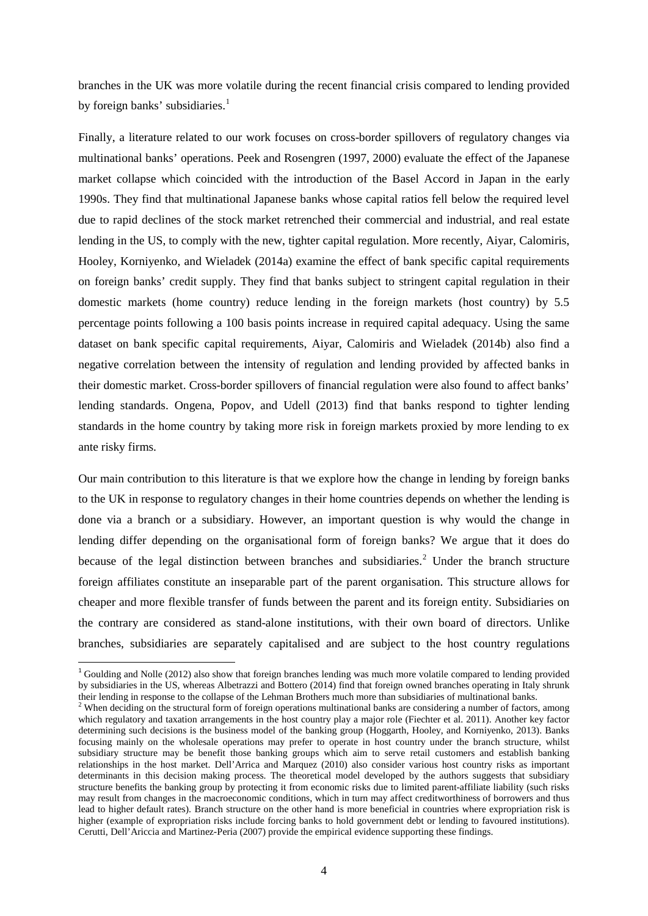branches in the UK was more volatile during the recent financial crisis compared to lending provided by foreign banks' subsidiaries.[1]

Finally, a literature related to our work focuses on cross-border spillovers of regulatory changes via multinational banks' operations. Peek and Rosengren (1997, 2000) evaluate the effect of the Japanese market collapse which coincided with the introduction of the Basel Accord in Japan in the early 1990s. They find that multinational Japanese banks whose capital ratios fell below the required level due to rapid declines of the stock market retrenched their commercial and industrial, and real estate lending in the US, to comply with the new, tighter capital regulation. More recently, Aiyar, Calomiris, Hooley, Korniyenko, and Wieladek (2014a) examine the effect of bank specific capital requirements on foreign banks' credit supply. They find that banks subject to stringent capital regulation in their domestic markets (home country) reduce lending in the foreign markets (host country) by 5.5 percentage points following a 100 basis points increase in required capital adequacy. Using the same dataset on bank specific capital requirements, Aiyar, Calomiris and Wieladek (2014b) also find a negative correlation between the intensity of regulation and lending provided by affected banks in their domestic market. Cross-border spillovers of financial regulation were also found to affect banks' lending standards. Ongena, Popov, and Udell (2013) find that banks respond to tighter lending standards in the home country by taking more risk in foreign markets proxied by more lending to ex ante risky firms.

Our main contribution to this literature is that we explore how the change in lending by foreign banks to the UK in response to regulatory changes in their home countries depends on whether the lending is done via a branch or a subsidiary. However, an important question is why would the change in lending differ depending on the organisational form of foreign banks? We argue that it does do because of the legal distinction between branches and subsidiaries.[2] Under the branch structure foreign affiliates constitute an inseparable part of the parent organisation. This structure allows for cheaper and more flexible transfer of funds between the parent and its foreign entity. Subsidiaries on the contrary are considered as stand-alone institutions, with their own board of directors. Unlike branches, subsidiaries are separately capitalised and are subject to the host country regulations

[1] Goulding and Nolle (2012) also show that foreign branches lending was much more volatile compared to lending provided by subsidiaries in the US, whereas Albetrazzi and Bottero (2014) find that foreign owned branches operating in Italy shrunk their lending in response to the collapse of the Lehman Brothers much more than subsidiaries of multinational banks.

[2] When deciding on the structural form of foreign operations multinational banks are considering a number of factors, among which regulatory and taxation arrangements in the host country play a major role (Fiechter et al. 2011). Another key factor determining such decisions is the business model of the banking group (Hoggarth, Hooley, and Korniyenko, 2013). Banks focusing mainly on the wholesale operations may prefer to operate in host country under the branch structure, whilst subsidiary structure may be benefit those banking groups which aim to serve retail customers and establish banking relationships in the host market. Dell'Arrica and Marquez (2010) also consider various host country risks as important determinants in this decision making process. The theoretical model developed by the authors suggests that subsidiary structure benefits the banking group by protecting it from economic risks due to limited parent-affiliate liability (such risks may result from changes in the macroeconomic conditions, which in turn may affect creditworthiness of borrowers and thus lead to higher default rates). Branch structure on the other hand is more beneficial in countries where expropriation risk is higher (example of expropriation risks include forcing banks to hold government debt or lending to favoured institutions). Cerutti, Dell'Ariccia and Martinez-Peria (2007) provide the empirical evidence supporting these findings.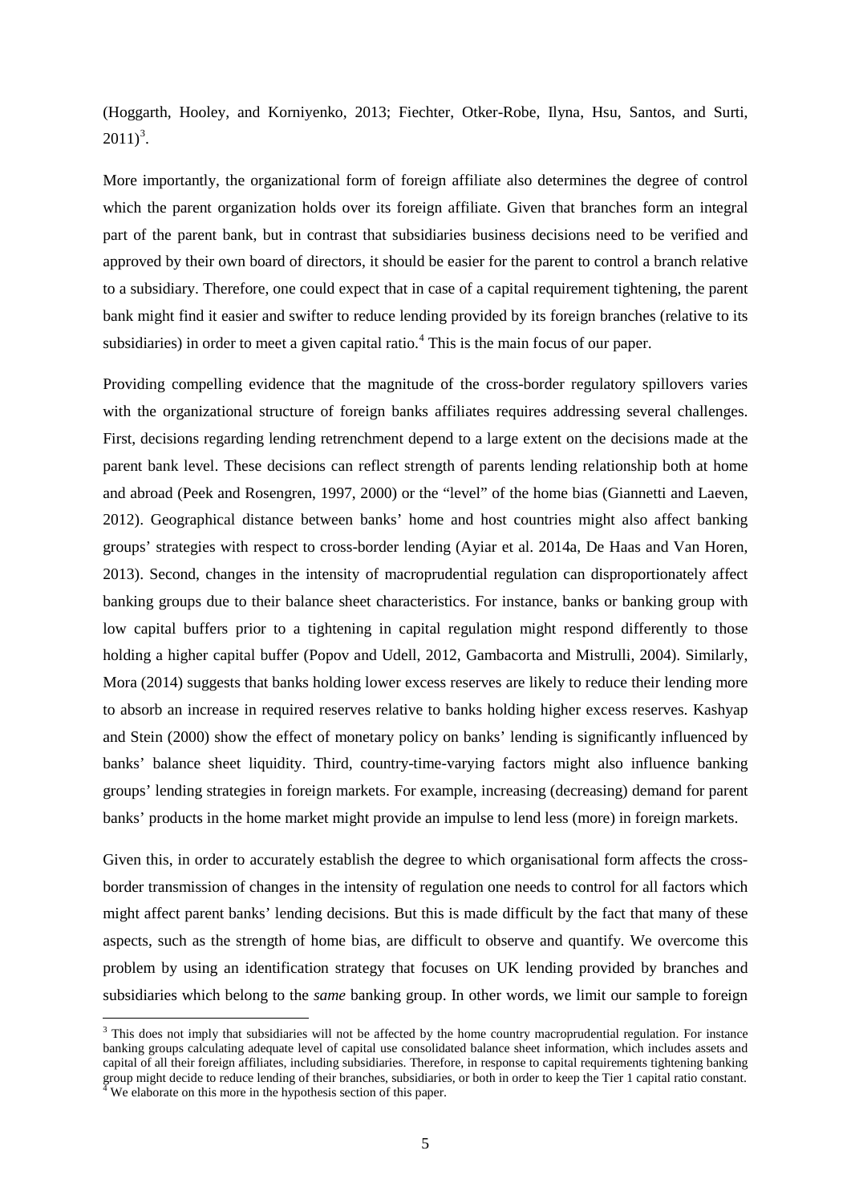(Hoggarth, Hooley, and Korniyenko, 2013; Fiechter, Otker-Robe, Ilyna, Hsu, Santos, and Surti, 2011)[3].

More importantly, the organizational form of foreign affiliate also determines the degree of control which the parent organization holds over its foreign affiliate. Given that branches form an integral part of the parent bank, but in contrast that subsidiaries business decisions need to be verified and approved by their own board of directors, it should be easier for the parent to control a branch relative to a subsidiary. Therefore, one could expect that in case of a capital requirement tightening, the parent bank might find it easier and swifter to reduce lending provided by its foreign branches (relative to its subsidiaries) in order to meet a given capital ratio.[4] This is the main focus of our paper.

Providing compelling evidence that the magnitude of the cross-border regulatory spillovers varies with the organizational structure of foreign banks affiliates requires addressing several challenges. First, decisions regarding lending retrenchment depend to a large extent on the decisions made at the parent bank level. These decisions can reflect strength of parents lending relationship both at home and abroad (Peek and Rosengren, 1997, 2000) or the "level" of the home bias (Giannetti and Laeven, 2012). Geographical distance between banks' home and host countries might also affect banking groups' strategies with respect to cross-border lending (Ayiar et al. 2014a, De Haas and Van Horen, 2013). Second, changes in the intensity of macroprudential regulation can disproportionately affect banking groups due to their balance sheet characteristics. For instance, banks or banking group with low capital buffers prior to a tightening in capital regulation might respond differently to those holding a higher capital buffer (Popov and Udell, 2012, Gambacorta and Mistrulli, 2004). Similarly, Mora (2014) suggests that banks holding lower excess reserves are likely to reduce their lending more to absorb an increase in required reserves relative to banks holding higher excess reserves. Kashyap and Stein (2000) show the effect of monetary policy on banks' lending is significantly influenced by banks' balance sheet liquidity. Third, country-time-varying factors might also influence banking groups' lending strategies in foreign markets. For example, increasing (decreasing) demand for parent banks' products in the home market might provide an impulse to lend less (more) in foreign markets.

Given this, in order to accurately establish the degree to which organisational form affects the cross-border transmission of changes in the intensity of regulation one needs to control for all factors which might affect parent banks' lending decisions. But this is made difficult by the fact that many of these aspects, such as the strength of home bias, are difficult to observe and quantify. We overcome this problem by using an identification strategy that focuses on UK lending provided by branches and subsidiaries which belong to the *same* banking group. In other words, we limit our sample to foreign

---

[3] This does not imply that subsidiaries will not be affected by the home country macroprudential regulation. For instance banking groups calculating adequate level of capital use consolidated balance sheet information, which includes assets and capital of all their foreign affiliates, including subsidiaries. Therefore, in response to capital requirements tightening banking group might decide to reduce lending of their branches, subsidiaries, or both in order to keep the Tier 1 capital ratio constant.

[4] We elaborate on this more in the hypothesis section of this paper.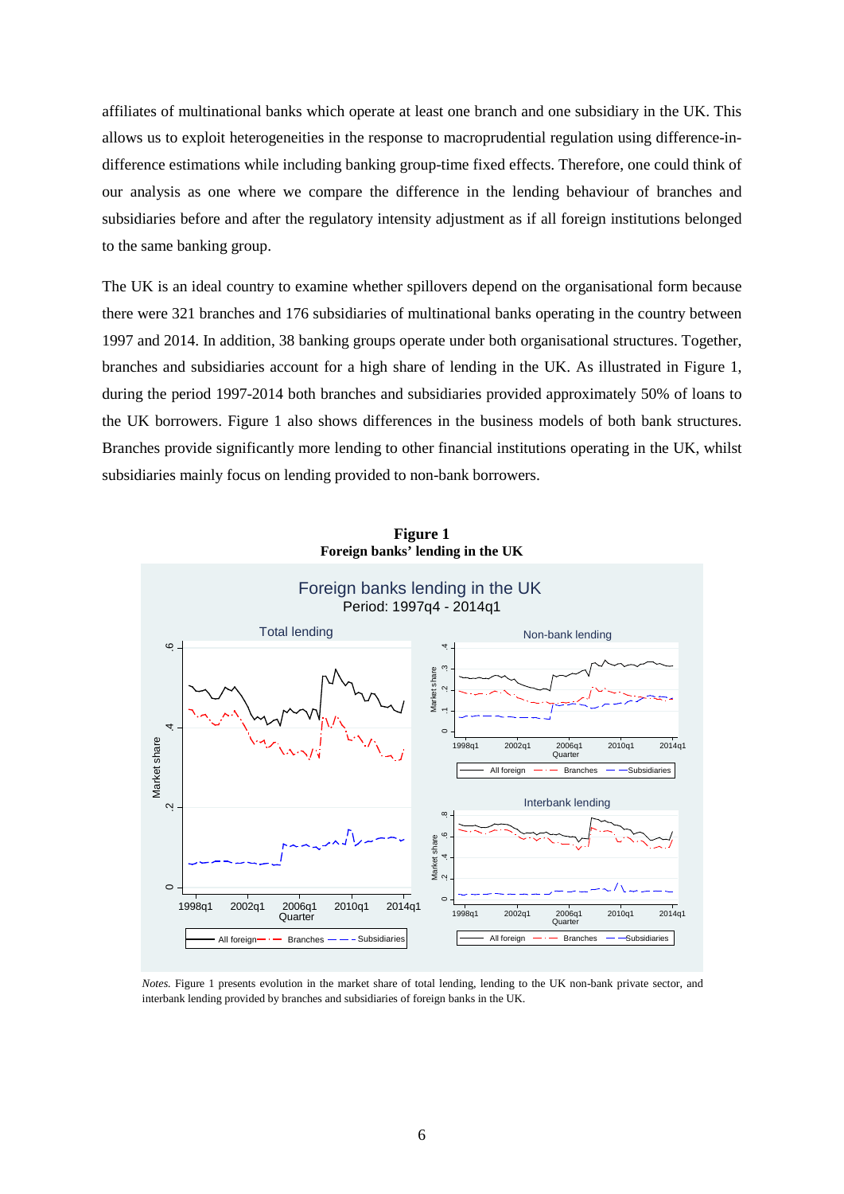affiliates of multinational banks which operate at least one branch and one subsidiary in the UK. This allows us to exploit heterogeneities in the response to macroprudential regulation using difference-in-difference estimations while including banking group-time fixed effects. Therefore, one could think of our analysis as one where we compare the difference in the lending behaviour of branches and subsidiaries before and after the regulatory intensity adjustment as if all foreign institutions belonged to the same banking group.

The UK is an ideal country to examine whether spillovers depend on the organisational form because there were 321 branches and 176 subsidiaries of multinational banks operating in the country between 1997 and 2014. In addition, 38 banking groups operate under both organisational structures. Together, branches and subsidiaries account for a high share of lending in the UK. As illustrated in Figure 1, during the period 1997-2014 both branches and subsidiaries provided approximately 50% of loans to the UK borrowers. Figure 1 also shows differences in the business models of both bank structures. Branches provide significantly more lending to other financial institutions operating in the UK, whilst subsidiaries mainly focus on lending provided to non-bank borrowers.

**Figure 1**
**Foreign banks' lending in the UK**

*Notes.* Figure 1 presents evolution in the market share of total lending, lending to the UK non-bank private sector, and interbank lending provided by branches and subsidiaries of foreign banks in the UK.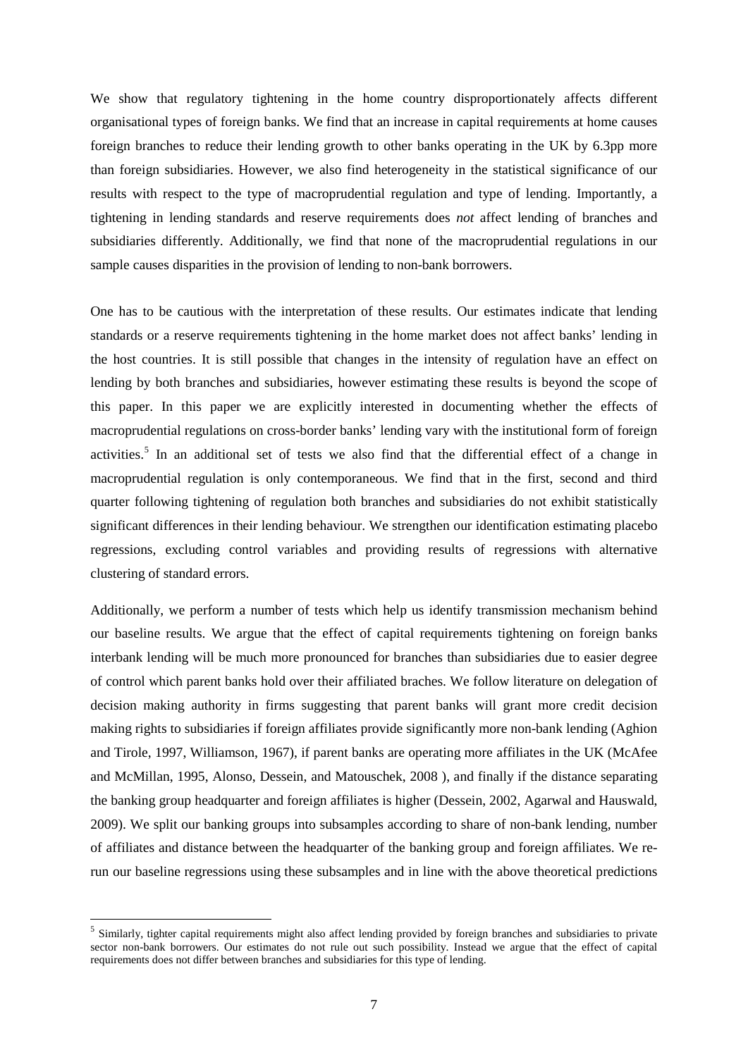We show that regulatory tightening in the home country disproportionately affects different organisational types of foreign banks. We find that an increase in capital requirements at home causes foreign branches to reduce their lending growth to other banks operating in the UK by 6.3pp more than foreign subsidiaries. However, we also find heterogeneity in the statistical significance of our results with respect to the type of macroprudential regulation and type of lending. Importantly, a tightening in lending standards and reserve requirements does *not* affect lending of branches and subsidiaries differently. Additionally, we find that none of the macroprudential regulations in our sample causes disparities in the provision of lending to non-bank borrowers.

One has to be cautious with the interpretation of these results. Our estimates indicate that lending standards or a reserve requirements tightening in the home market does not affect banks' lending in the host countries. It is still possible that changes in the intensity of regulation have an effect on lending by both branches and subsidiaries, however estimating these results is beyond the scope of this paper. In this paper we are explicitly interested in documenting whether the effects of macroprudential regulations on cross-border banks' lending vary with the institutional form of foreign activities.[5] In an additional set of tests we also find that the differential effect of a change in macroprudential regulation is only contemporaneous. We find that in the first, second and third quarter following tightening of regulation both branches and subsidiaries do not exhibit statistically significant differences in their lending behaviour. We strengthen our identification estimating placebo regressions, excluding control variables and providing results of regressions with alternative clustering of standard errors.

Additionally, we perform a number of tests which help us identify transmission mechanism behind our baseline results. We argue that the effect of capital requirements tightening on foreign banks interbank lending will be much more pronounced for branches than subsidiaries due to easier degree of control which parent banks hold over their affiliated braches. We follow literature on delegation of decision making authority in firms suggesting that parent banks will grant more credit decision making rights to subsidiaries if foreign affiliates provide significantly more non-bank lending (Aghion and Tirole, 1997, Williamson, 1967), if parent banks are operating more affiliates in the UK (McAfee and McMillan, 1995, Alonso, Dessein, and Matouschek, 2008 ), and finally if the distance separating the banking group headquarter and foreign affiliates is higher (Dessein, 2002, Agarwal and Hauswald, 2009). We split our banking groups into subsamples according to share of non-bank lending, number of affiliates and distance between the headquarter of the banking group and foreign affiliates. We re-run our baseline regressions using these subsamples and in line with the above theoretical predictions

[5] Similarly, tighter capital requirements might also affect lending provided by foreign branches and subsidiaries to private sector non-bank borrowers. Our estimates do not rule out such possibility. Instead we argue that the effect of capital requirements does not differ between branches and subsidiaries for this type of lending.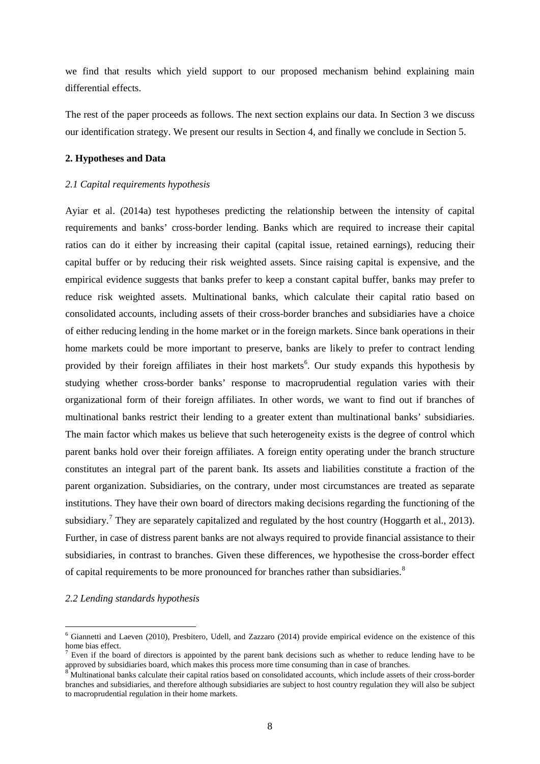we find that results which yield support to our proposed mechanism behind explaining main differential effects.

The rest of the paper proceeds as follows. The next section explains our data. In Section 3 we discuss our identification strategy. We present our results in Section 4, and finally we conclude in Section 5.

## 2. Hypotheses and Data

### *2.1 Capital requirements hypothesis*

Ayiar et al. (2014a) test hypotheses predicting the relationship between the intensity of capital requirements and banks' cross-border lending. Banks which are required to increase their capital ratios can do it either by increasing their capital (capital issue, retained earnings), reducing their capital buffer or by reducing their risk weighted assets. Since raising capital is expensive, and the empirical evidence suggests that banks prefer to keep a constant capital buffer, banks may prefer to reduce risk weighted assets. Multinational banks, which calculate their capital ratio based on consolidated accounts, including assets of their cross-border branches and subsidiaries have a choice of either reducing lending in the home market or in the foreign markets. Since bank operations in their home markets could be more important to preserve, banks are likely to prefer to contract lending provided by their foreign affiliates in their host markets[6]. Our study expands this hypothesis by studying whether cross-border banks' response to macroprudential regulation varies with their organizational form of their foreign affiliates. In other words, we want to find out if branches of multinational banks restrict their lending to a greater extent than multinational banks' subsidiaries. The main factor which makes us believe that such heterogeneity exists is the degree of control which parent banks hold over their foreign affiliates. A foreign entity operating under the branch structure constitutes an integral part of the parent bank. Its assets and liabilities constitute a fraction of the parent organization. Subsidiaries, on the contrary, under most circumstances are treated as separate institutions. They have their own board of directors making decisions regarding the functioning of the subsidiary.[7] They are separately capitalized and regulated by the host country (Hoggarth et al., 2013). Further, in case of distress parent banks are not always required to provide financial assistance to their subsidiaries, in contrast to branches. Given these differences, we hypothesise the cross-border effect of capital requirements to be more pronounced for branches rather than subsidiaries.[8]

### *2.2 Lending standards hypothesis*

---

[6] Giannetti and Laeven (2010), Presbitero, Udell, and Zazzaro (2014) provide empirical evidence on the existence of this home bias effect.

[7] Even if the board of directors is appointed by the parent bank decisions such as whether to reduce lending have to be approved by subsidiaries board, which makes this process more time consuming than in case of branches.

[8] Multinational banks calculate their capital ratios based on consolidated accounts, which include assets of their cross-border branches and subsidiaries, and therefore although subsidiaries are subject to host country regulation they will also be subject to macroprudential regulation in their home markets.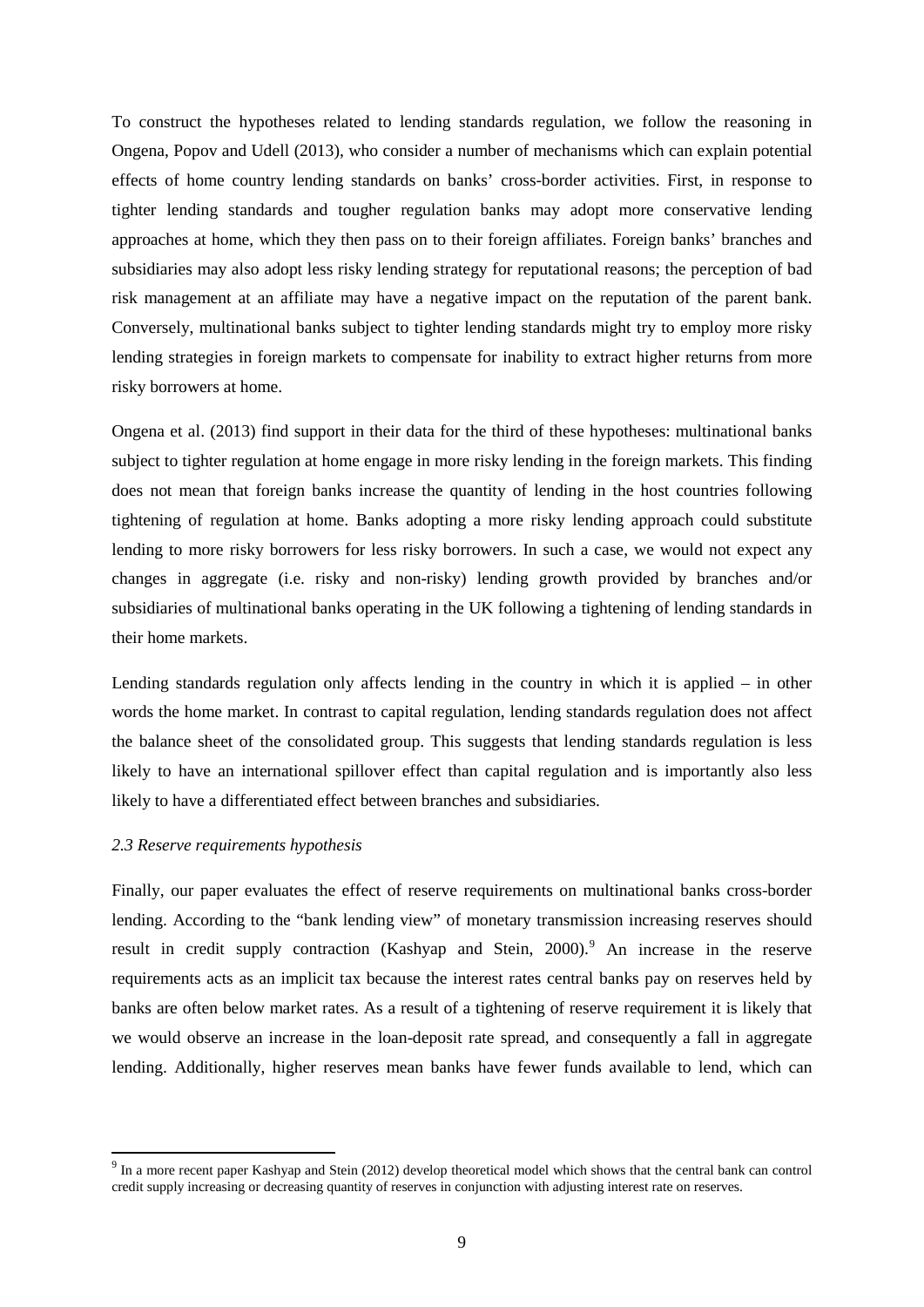To construct the hypotheses related to lending standards regulation, we follow the reasoning in Ongena, Popov and Udell (2013), who consider a number of mechanisms which can explain potential effects of home country lending standards on banks' cross-border activities. First, in response to tighter lending standards and tougher regulation banks may adopt more conservative lending approaches at home, which they then pass on to their foreign affiliates. Foreign banks' branches and subsidiaries may also adopt less risky lending strategy for reputational reasons; the perception of bad risk management at an affiliate may have a negative impact on the reputation of the parent bank. Conversely, multinational banks subject to tighter lending standards might try to employ more risky lending strategies in foreign markets to compensate for inability to extract higher returns from more risky borrowers at home.

Ongena et al. (2013) find support in their data for the third of these hypotheses: multinational banks subject to tighter regulation at home engage in more risky lending in the foreign markets. This finding does not mean that foreign banks increase the quantity of lending in the host countries following tightening of regulation at home. Banks adopting a more risky lending approach could substitute lending to more risky borrowers for less risky borrowers. In such a case, we would not expect any changes in aggregate (i.e. risky and non-risky) lending growth provided by branches and/or subsidiaries of multinational banks operating in the UK following a tightening of lending standards in their home markets.

Lending standards regulation only affects lending in the country in which it is applied – in other words the home market. In contrast to capital regulation, lending standards regulation does not affect the balance sheet of the consolidated group. This suggests that lending standards regulation is less likely to have an international spillover effect than capital regulation and is importantly also less likely to have a differentiated effect between branches and subsidiaries.

### *2.3 Reserve requirements hypothesis*

Finally, our paper evaluates the effect of reserve requirements on multinational banks cross-border lending. According to the "bank lending view" of monetary transmission increasing reserves should result in credit supply contraction (Kashyap and Stein, 2000).[9] An increase in the reserve requirements acts as an implicit tax because the interest rates central banks pay on reserves held by banks are often below market rates. As a result of a tightening of reserve requirement it is likely that we would observe an increase in the loan-deposit rate spread, and consequently a fall in aggregate lending. Additionally, higher reserves mean banks have fewer funds available to lend, which can

[9] In a more recent paper Kashyap and Stein (2012) develop theoretical model which shows that the central bank can control credit supply increasing or decreasing quantity of reserves in conjunction with adjusting interest rate on reserves.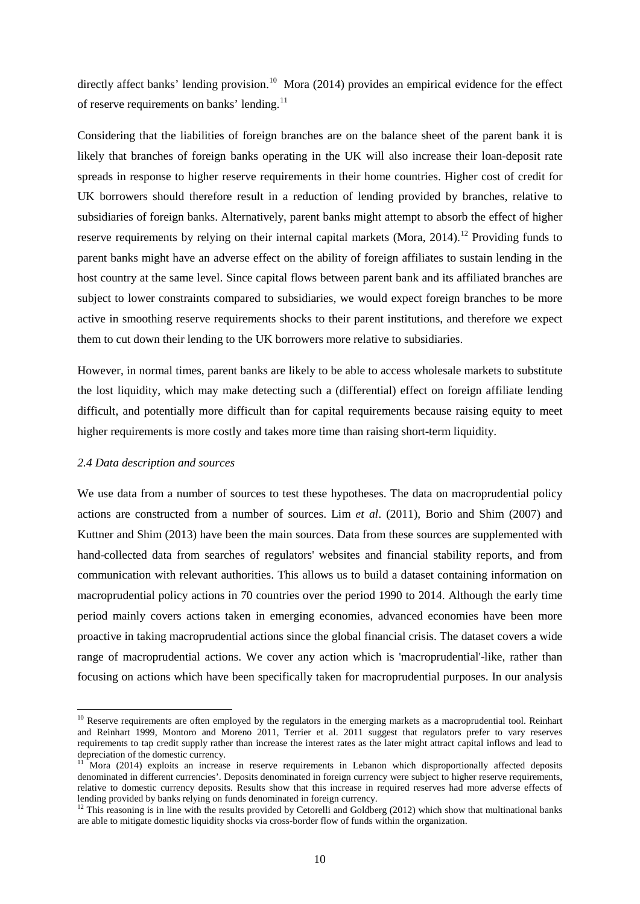directly affect banks' lending provision.[10] Mora (2014) provides an empirical evidence for the effect of reserve requirements on banks' lending.[11]

Considering that the liabilities of foreign branches are on the balance sheet of the parent bank it is likely that branches of foreign banks operating in the UK will also increase their loan-deposit rate spreads in response to higher reserve requirements in their home countries. Higher cost of credit for UK borrowers should therefore result in a reduction of lending provided by branches, relative to subsidiaries of foreign banks. Alternatively, parent banks might attempt to absorb the effect of higher reserve requirements by relying on their internal capital markets (Mora, 2014).[12] Providing funds to parent banks might have an adverse effect on the ability of foreign affiliates to sustain lending in the host country at the same level. Since capital flows between parent bank and its affiliated branches are subject to lower constraints compared to subsidiaries, we would expect foreign branches to be more active in smoothing reserve requirements shocks to their parent institutions, and therefore we expect them to cut down their lending to the UK borrowers more relative to subsidiaries.

However, in normal times, parent banks are likely to be able to access wholesale markets to substitute the lost liquidity, which may make detecting such a (differential) effect on foreign affiliate lending difficult, and potentially more difficult than for capital requirements because raising equity to meet higher requirements is more costly and takes more time than raising short-term liquidity.

### *2.4 Data description and sources*

We use data from a number of sources to test these hypotheses. The data on macroprudential policy actions are constructed from a number of sources. Lim *et al*. (2011), Borio and Shim (2007) and Kuttner and Shim (2013) have been the main sources. Data from these sources are supplemented with hand-collected data from searches of regulators' websites and financial stability reports, and from communication with relevant authorities. This allows us to build a dataset containing information on macroprudential policy actions in 70 countries over the period 1990 to 2014. Although the early time period mainly covers actions taken in emerging economies, advanced economies have been more proactive in taking macroprudential actions since the global financial crisis. The dataset covers a wide range of macroprudential actions. We cover any action which is 'macroprudential'-like, rather than focusing on actions which have been specifically taken for macroprudential purposes. In our analysis

---

[10] Reserve requirements are often employed by the regulators in the emerging markets as a macroprudential tool. Reinhart and Reinhart 1999, Montoro and Moreno 2011, Terrier et al. 2011 suggest that regulators prefer to vary reserves requirements to tap credit supply rather than increase the interest rates as the later might attract capital inflows and lead to depreciation of the domestic currency.

[11] Mora (2014) exploits an increase in reserve requirements in Lebanon which disproportionally affected deposits denominated in different currencies'. Deposits denominated in foreign currency were subject to higher reserve requirements, relative to domestic currency deposits. Results show that this increase in required reserves had more adverse effects of lending provided by banks relying on funds denominated in foreign currency.

[12] This reasoning is in line with the results provided by Cetorelli and Goldberg (2012) which show that multinational banks are able to mitigate domestic liquidity shocks via cross-border flow of funds within the organization.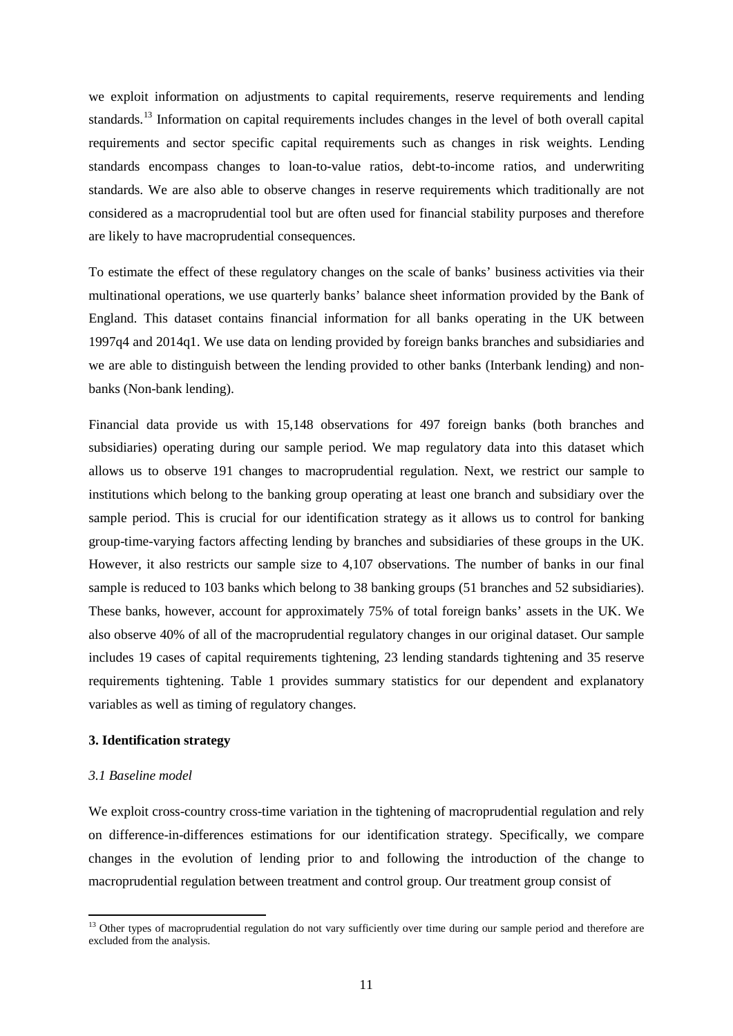we exploit information on adjustments to capital requirements, reserve requirements and lending standards.[13] Information on capital requirements includes changes in the level of both overall capital requirements and sector specific capital requirements such as changes in risk weights. Lending standards encompass changes to loan-to-value ratios, debt-to-income ratios, and underwriting standards. We are also able to observe changes in reserve requirements which traditionally are not considered as a macroprudential tool but are often used for financial stability purposes and therefore are likely to have macroprudential consequences.

To estimate the effect of these regulatory changes on the scale of banks' business activities via their multinational operations, we use quarterly banks' balance sheet information provided by the Bank of England. This dataset contains financial information for all banks operating in the UK between 1997q4 and 2014q1. We use data on lending provided by foreign banks branches and subsidiaries and we are able to distinguish between the lending provided to other banks (Interbank lending) and non-banks (Non-bank lending).

Financial data provide us with 15,148 observations for 497 foreign banks (both branches and subsidiaries) operating during our sample period. We map regulatory data into this dataset which allows us to observe 191 changes to macroprudential regulation. Next, we restrict our sample to institutions which belong to the banking group operating at least one branch and subsidiary over the sample period. This is crucial for our identification strategy as it allows us to control for banking group-time-varying factors affecting lending by branches and subsidiaries of these groups in the UK. However, it also restricts our sample size to 4,107 observations. The number of banks in our final sample is reduced to 103 banks which belong to 38 banking groups (51 branches and 52 subsidiaries). These banks, however, account for approximately 75% of total foreign banks' assets in the UK. We also observe 40% of all of the macroprudential regulatory changes in our original dataset. Our sample includes 19 cases of capital requirements tightening, 23 lending standards tightening and 35 reserve requirements tightening. Table 1 provides summary statistics for our dependent and explanatory variables as well as timing of regulatory changes.

## 3. Identification strategy

### *3.1 Baseline model*

We exploit cross-country cross-time variation in the tightening of macroprudential regulation and rely on difference-in-differences estimations for our identification strategy. Specifically, we compare changes in the evolution of lending prior to and following the introduction of the change to macroprudential regulation between treatment and control group. Our treatment group consist of

---

[13] Other types of macroprudential regulation do not vary sufficiently over time during our sample period and therefore are excluded from the analysis.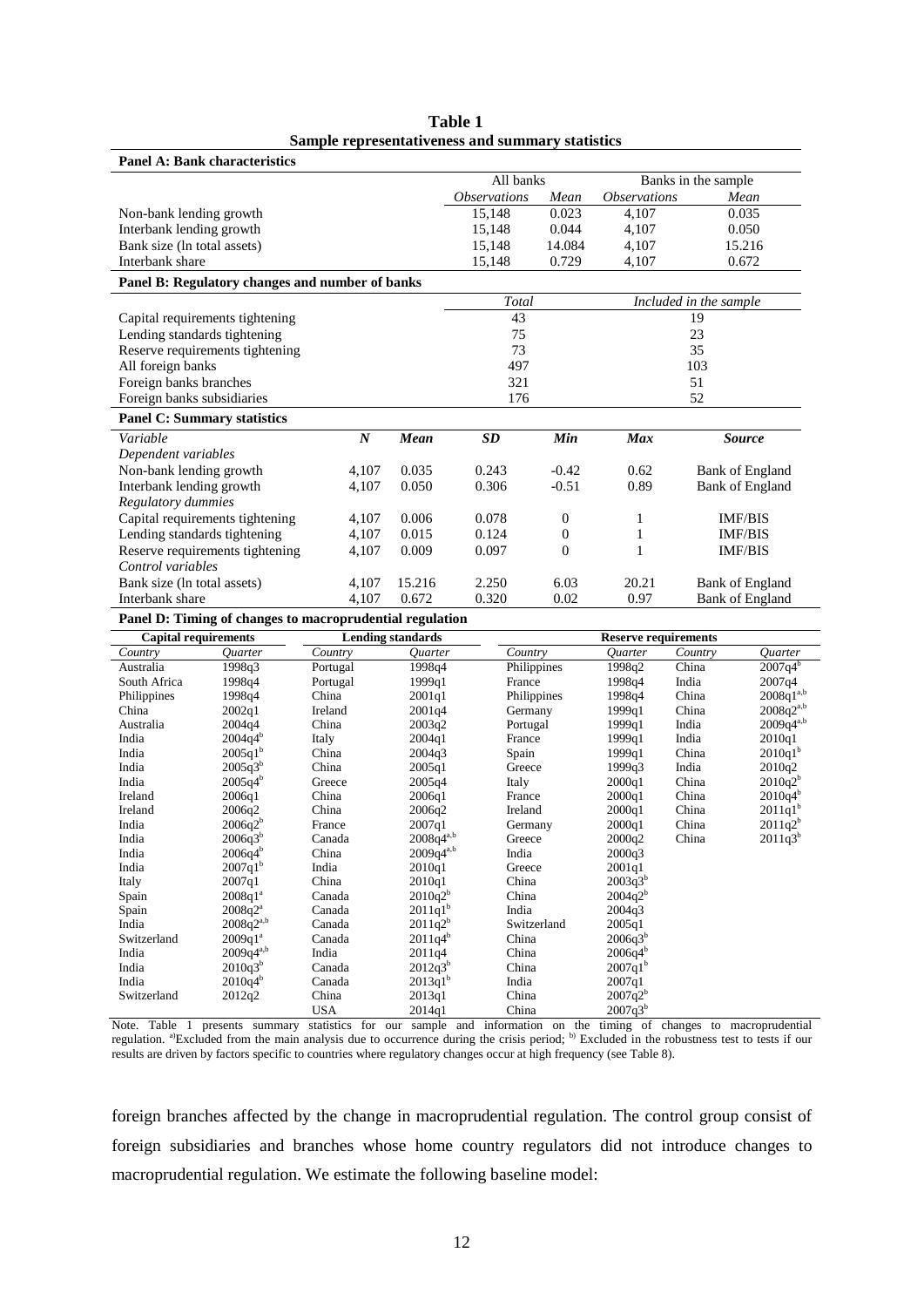**Table 1**
**Sample representativeness and summary statistics**

**Panel A: Bank characteristics**

| | All banks | | Banks in the sample | |
|---|---|---|---|---|
| | *Observations* | *Mean* | *Observations* | *Mean* |
| Non-bank lending growth | 15,148 | 0.023 | 4,107 | 0.035 |
| Interbank lending growth | 15,148 | 0.044 | 4,107 | 0.050 |
| Bank size (ln total assets) | 15,148 | 14.084 | 4,107 | 15.216 |
| Interbank share | 15,148 | 0.729 | 4,107 | 0.672 |

**Panel B: Regulatory changes and number of banks**

| | *Total* | *Included in the sample* |
|---|---|---|
| Capital requirements tightening | 43 | 19 |
| Lending standards tightening | 75 | 23 |
| Reserve requirements tightening | 73 | 35 |
| All foreign banks | 497 | 103 |
| Foreign banks branches | 321 | 51 |
| Foreign banks subsidiaries | 176 | 52 |

**Panel C: Summary statistics**

| *Variable* | ***N*** | ***Mean*** | ***SD*** | ***Min*** | ***Max*** | ***Source*** |
|---|---|---|---|---|---|---|
| *Dependent variables* | | | | | | |
| Non-bank lending growth | 4,107 | 0.035 | 0.243 | -0.42 | 0.62 | Bank of England |
| Interbank lending growth | 4,107 | 0.050 | 0.306 | -0.51 | 0.89 | Bank of England |
| *Regulatory dummies* | | | | | | |
| Capital requirements tightening | 4,107 | 0.006 | 0.078 | 0 | 1 | IMF/BIS |
| Lending standards tightening | 4,107 | 0.015 | 0.124 | 0 | 1 | IMF/BIS |
| Reserve requirements tightening | 4,107 | 0.009 | 0.097 | 0 | 1 | IMF/BIS |
| *Control variables* | | | | | | |
| Bank size (ln total assets) | 4,107 | 15.216 | 2.250 | 6.03 | 20.21 | Bank of England |
| Interbank share | 4,107 | 0.672 | 0.320 | 0.02 | 0.97 | Bank of England |

**Panel D: Timing of changes to macroprudential regulation**

| **Capital requirements** | | **Lending standards** | | **Reserve requirements** | | | |
|---|---|---|---|---|---|---|---|
| *Country* | *Quarter* | *Country* | *Quarter* | *Country* | *Quarter* | *Country* | *Quarter* |
| Australia | 1998q3 | Portugal | 1998q4 | Philippines | 1998q2 | China | 2007q4[b] |
| South Africa | 1998q4 | Portugal | 1999q1 | France | 1998q4 | India | 2007q4 |
| Philippines | 1998q4 | China | 2001q1 | Philippines | 1998q4 | China | 2008q1[a,b] |
| China | 2002q1 | Ireland | 2001q4 | Germany | 1999q1 | China | 2008q2[a,b] |
| Australia | 2004q4 | China | 2003q2 | Portugal | 1999q1 | India | 2009q4[a,b] |
| India | 2004q4[b] | Italy | 2004q1 | France | 1999q1 | India | 2010q1 |
| India | 2005q1[b] | China | 2004q3 | Spain | 1999q1 | China | 2010q1[b] |
| India | 2005q3[b] | China | 2005q1 | Greece | 1999q3 | India | 2010q2 |
| India | 2005q4[b] | Greece | 2005q4 | Italy | 2000q1 | China | 2010q2[b] |
| Ireland | 2006q1 | China | 2006q1 | France | 2000q1 | China | 2010q4[b] |
| Ireland | 2006q2 | China | 2006q2 | Ireland | 2000q1 | China | 2011q1[b] |
| India | 2006q2[b] | France | 2007q1 | Germany | 2000q1 | China | 2011q2[b] |
| India | 2006q3[b] | Canada | 2008q4[a,b] | Greece | 2000q2 | China | 2011q3[b] |
| India | 2006q4[b] | China | 2009q4[a,b] | India | 2000q3 | | |
| India | 2007q1[b] | India | 2010q1 | Greece | 2001q1 | | |
| Italy | 2007q1 | China | 2010q1 | China | 2003q3[b] | | |
| Spain | 2008q1[a] | Canada | 2010q2[b] | China | 2004q2[b] | | |
| Spain | 2008q2[a] | Canada | 2011q1[b] | India | 2004q3 | | |
| India | 2008q2[a,b] | Canada | 2011q2[b] | Switzerland | 2005q1 | | |
| Switzerland | 2009q1[a] | Canada | 2011q4[b] | China | 2006q3[b] | | |
| India | 2009q4[a,b] | India | 2011q4 | China | 2006q4[b] | | |
| India | 2010q3[b] | Canada | 2012q3[b] | China | 2007q1[b] | | |
| India | 2010q4[b] | Canada | 2013q1[b] | India | 2007q1 | | |
| Switzerland | 2012q2 | China | 2013q1 | China | 2007q2[b] | | |
| | | USA | 2014q1 | China | 2007q3[b] | | |

Note. Table 1 presents summary statistics for our sample and information on the timing of changes to macroprudential regulation. [a])Excluded from the main analysis due to occurrence during the crisis period; [b]) Excluded in the robustness test to tests if our results are driven by factors specific to countries where regulatory changes occur at high frequency (see Table 8).

foreign branches affected by the change in macroprudential regulation. The control group consist of foreign subsidiaries and branches whose home country regulators did not introduce changes to macroprudential regulation. We estimate the following baseline model: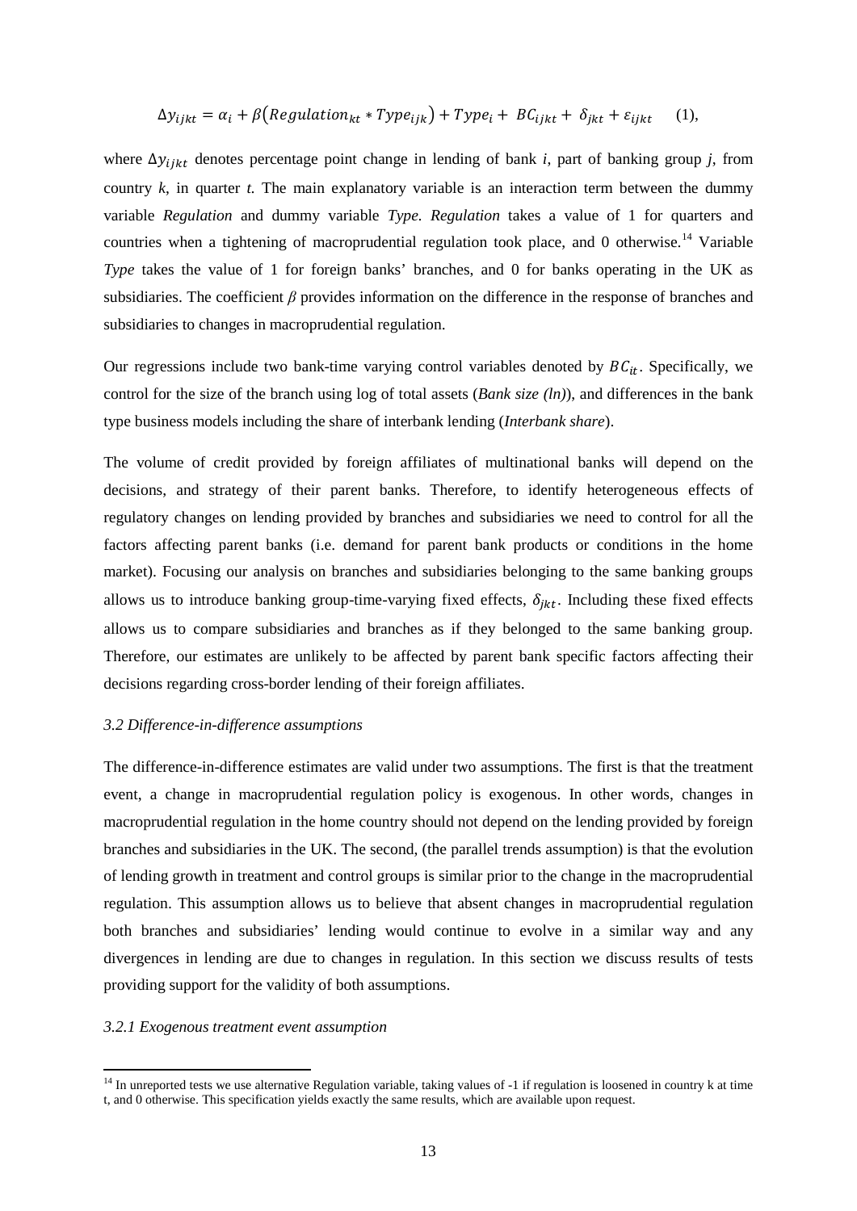$$\Delta y_{ijkt} = \alpha_i + \beta\left(Regulation_{kt} * Type_{ijk}\right) + Type_i + BC_{ijkt} + \delta_{jkt} + \varepsilon_{ijkt} \quad (1),$$

where $\Delta y_{ijkt}$ denotes percentage point change in lending of bank *i*, part of banking group *j*, from country *k*, in quarter *t.* The main explanatory variable is an interaction term between the dummy variable *Regulation* and dummy variable *Type. Regulation* takes a value of 1 for quarters and countries when a tightening of macroprudential regulation took place, and 0 otherwise.[14] Variable *Type* takes the value of 1 for foreign banks' branches, and 0 for banks operating in the UK as subsidiaries. The coefficient $\beta$ provides information on the difference in the response of branches and subsidiaries to changes in macroprudential regulation.

Our regressions include two bank-time varying control variables denoted by $BC_{it}$. Specifically, we control for the size of the branch using log of total assets (*Bank size (ln)*), and differences in the bank type business models including the share of interbank lending (*Interbank share*).

The volume of credit provided by foreign affiliates of multinational banks will depend on the decisions, and strategy of their parent banks. Therefore, to identify heterogeneous effects of regulatory changes on lending provided by branches and subsidiaries we need to control for all the factors affecting parent banks (i.e. demand for parent bank products or conditions in the home market). Focusing our analysis on branches and subsidiaries belonging to the same banking groups allows us to introduce banking group-time-varying fixed effects, $\delta_{jkt}$. Including these fixed effects allows us to compare subsidiaries and branches as if they belonged to the same banking group. Therefore, our estimates are unlikely to be affected by parent bank specific factors affecting their decisions regarding cross-border lending of their foreign affiliates.

### *3.2 Difference-in-difference assumptions*

The difference-in-difference estimates are valid under two assumptions. The first is that the treatment event, a change in macroprudential regulation policy is exogenous. In other words, changes in macroprudential regulation in the home country should not depend on the lending provided by foreign branches and subsidiaries in the UK. The second, (the parallel trends assumption) is that the evolution of lending growth in treatment and control groups is similar prior to the change in the macroprudential regulation. This assumption allows us to believe that absent changes in macroprudential regulation both branches and subsidiaries' lending would continue to evolve in a similar way and any divergences in lending are due to changes in regulation. In this section we discuss results of tests providing support for the validity of both assumptions.

#### *3.2.1 Exogenous treatment event assumption*

[14] In unreported tests we use alternative Regulation variable, taking values of -1 if regulation is loosened in country k at time t, and 0 otherwise. This specification yields exactly the same results, which are available upon request.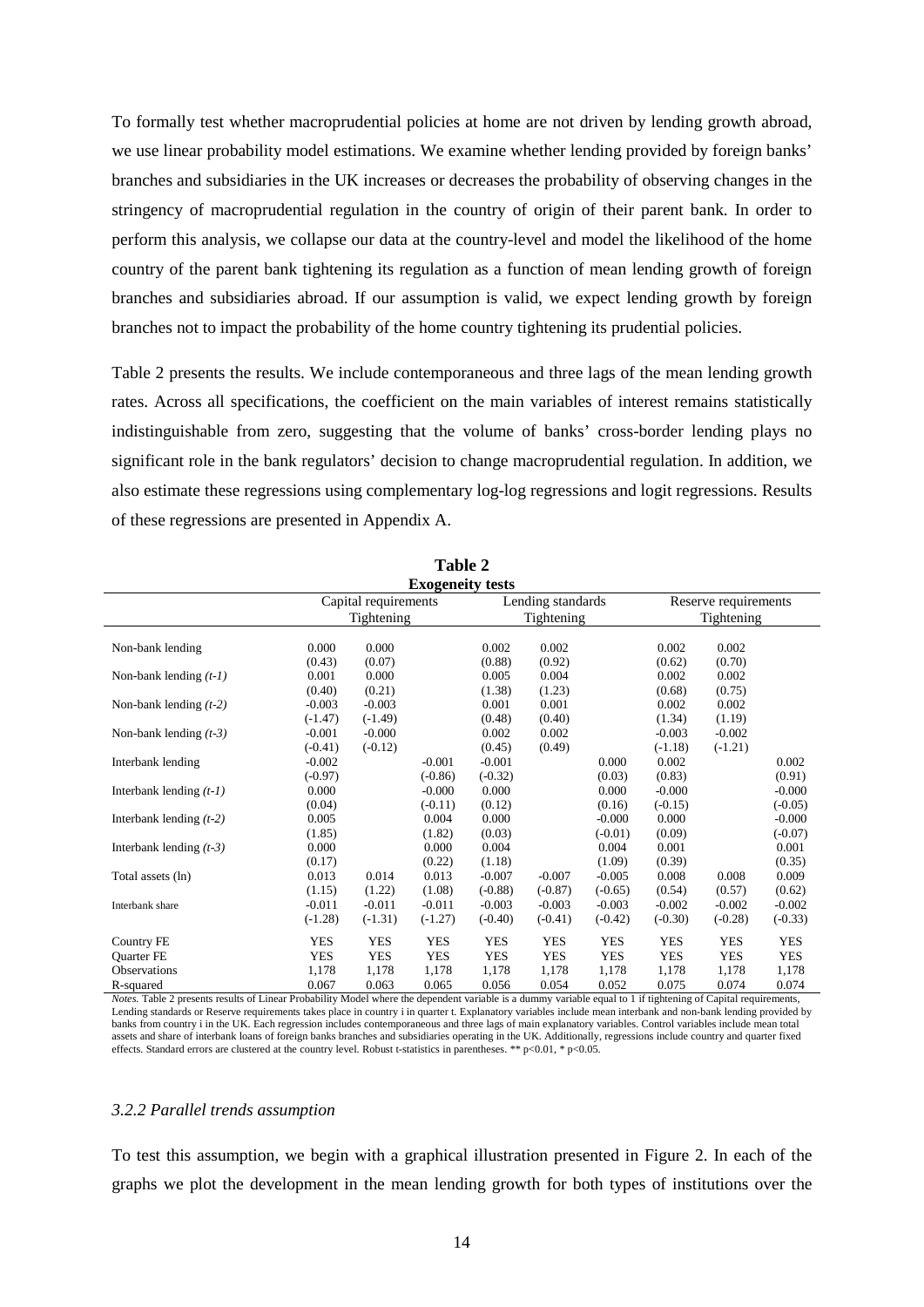To formally test whether macroprudential policies at home are not driven by lending growth abroad, we use linear probability model estimations. We examine whether lending provided by foreign banks' branches and subsidiaries in the UK increases or decreases the probability of observing changes in the stringency of macroprudential regulation in the country of origin of their parent bank. In order to perform this analysis, we collapse our data at the country-level and model the likelihood of the home country of the parent bank tightening its regulation as a function of mean lending growth of foreign branches and subsidiaries abroad. If our assumption is valid, we expect lending growth by foreign branches not to impact the probability of the home country tightening its prudential policies.

Table 2 presents the results. We include contemporaneous and three lags of the mean lending growth rates. Across all specifications, the coefficient on the main variables of interest remains statistically indistinguishable from zero, suggesting that the volume of banks' cross-border lending plays no significant role in the bank regulators' decision to change macroprudential regulation. In addition, we also estimate these regressions using complementary log-log regressions and logit regressions. Results of these regressions are presented in Appendix A.

**Table 2**
**Exogeneity tests**

| | Capital requirements Tightening | | | Lending standards Tightening | | | Reserve requirements Tightening | | |
|---|---|---|---|---|---|---|---|---|---|
| Non-bank lending | 0.000 | 0.000 | | 0.002 | 0.002 | | 0.002 | 0.002 | |
| | (0.43) | (0.07) | | (0.88) | (0.92) | | (0.62) | (0.70) | |
| Non-bank lending *(t-1)* | 0.001 | 0.000 | | 0.005 | 0.004 | | 0.002 | 0.002 | |
| | (0.40) | (0.21) | | (1.38) | (1.23) | | (0.68) | (0.75) | |
| Non-bank lending *(t-2)* | -0.003 | -0.003 | | 0.001 | 0.001 | | 0.002 | 0.002 | |
| | (-1.47) | (-1.49) | | (0.48) | (0.40) | | (1.34) | (1.19) | |
| Non-bank lending *(t-3)* | -0.001 | -0.000 | | 0.002 | 0.002 | | -0.003 | -0.002 | |
| | (-0.41) | (-0.12) | | (0.45) | (0.49) | | (-1.18) | (-1.21) | |
| Interbank lending | -0.002 | | -0.001 | -0.001 | | 0.000 | 0.002 | | 0.002 |
| | (-0.97) | | (-0.86) | (-0.32) | | (0.03) | (0.83) | | (0.91) |
| Interbank lending *(t-1)* | 0.000 | | -0.000 | 0.000 | | 0.000 | -0.000 | | -0.000 |
| | (0.04) | | (-0.11) | (0.12) | | (0.16) | (-0.15) | | (-0.05) |
| Interbank lending *(t-2)* | 0.005 | | 0.004 | 0.000 | | -0.000 | 0.000 | | -0.000 |
| | (1.85) | | (1.82) | (0.03) | | (-0.01) | (0.09) | | (-0.07) |
| Interbank lending *(t-3)* | 0.000 | | 0.000 | 0.004 | | 0.004 | 0.001 | | 0.001 |
| | (0.17) | | (0.22) | (1.18) | | (1.09) | (0.39) | | (0.35) |
| Total assets (ln) | 0.013 | 0.014 | 0.013 | -0.007 | -0.007 | -0.005 | 0.008 | 0.008 | 0.009 |
| | (1.15) | (1.22) | (1.08) | (-0.88) | (-0.87) | (-0.65) | (0.54) | (0.57) | (0.62) |
| Interbank share | -0.011 | -0.011 | -0.011 | -0.003 | -0.003 | -0.003 | -0.002 | -0.002 | -0.002 |
| | (-1.28) | (-1.31) | (-1.27) | (-0.40) | (-0.41) | (-0.42) | (-0.30) | (-0.28) | (-0.33) |
| Country FE | YES | YES | YES | YES | YES | YES | YES | YES | YES |
| Quarter FE | YES | YES | YES | YES | YES | YES | YES | YES | YES |
| Observations | 1,178 | 1,178 | 1,178 | 1,178 | 1,178 | 1,178 | 1,178 | 1,178 | 1,178 |
| R-squared | 0.067 | 0.063 | 0.065 | 0.056 | 0.054 | 0.052 | 0.075 | 0.074 | 0.074 |

*Notes.* Table 2 presents results of Linear Probability Model where the dependent variable is a dummy variable equal to 1 if tightening of Capital requirements, Lending standards or Reserve requirements takes place in country i in quarter t. Explanatory variables include mean interbank and non-bank lending provided by banks from country i in the UK. Each regression includes contemporaneous and three lags of main explanatory variables. Control variables include mean total assets and share of interbank loans of foreign banks branches and subsidiaries operating in the UK. Additionally, regressions include country and quarter fixed effects. Standard errors are clustered at the country level. Robust t-statistics in parentheses. ** p<0.01, * p<0.05.

### *3.2.2 Parallel trends assumption*

To test this assumption, we begin with a graphical illustration presented in Figure 2. In each of the graphs we plot the development in the mean lending growth for both types of institutions over the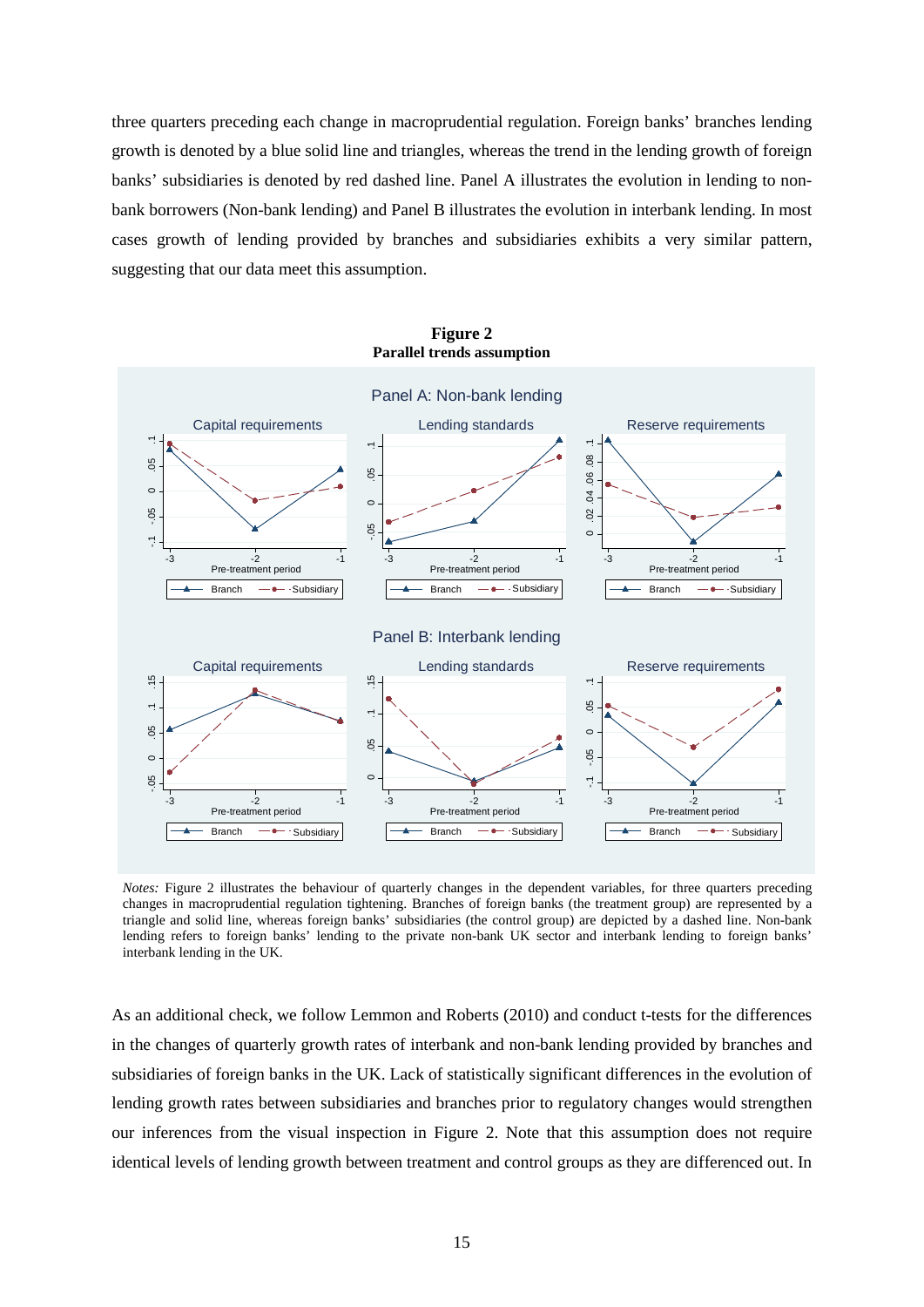three quarters preceding each change in macroprudential regulation. Foreign banks' branches lending growth is denoted by a blue solid line and triangles, whereas the trend in the lending growth of foreign banks' subsidiaries is denoted by red dashed line. Panel A illustrates the evolution in lending to non-bank borrowers (Non-bank lending) and Panel B illustrates the evolution in interbank lending. In most cases growth of lending provided by branches and subsidiaries exhibits a very similar pattern, suggesting that our data meet this assumption.

**Figure 2**
**Parallel trends assumption**

*Notes:* Figure 2 illustrates the behaviour of quarterly changes in the dependent variables, for three quarters preceding changes in macroprudential regulation tightening. Branches of foreign banks (the treatment group) are represented by a triangle and solid line, whereas foreign banks' subsidiaries (the control group) are depicted by a dashed line. Non-bank lending refers to foreign banks' lending to the private non-bank UK sector and interbank lending to foreign banks' interbank lending in the UK.

As an additional check, we follow Lemmon and Roberts (2010) and conduct t-tests for the differences in the changes of quarterly growth rates of interbank and non-bank lending provided by branches and subsidiaries of foreign banks in the UK. Lack of statistically significant differences in the evolution of lending growth rates between subsidiaries and branches prior to regulatory changes would strengthen our inferences from the visual inspection in Figure 2. Note that this assumption does not require identical levels of lending growth between treatment and control groups as they are differenced out. In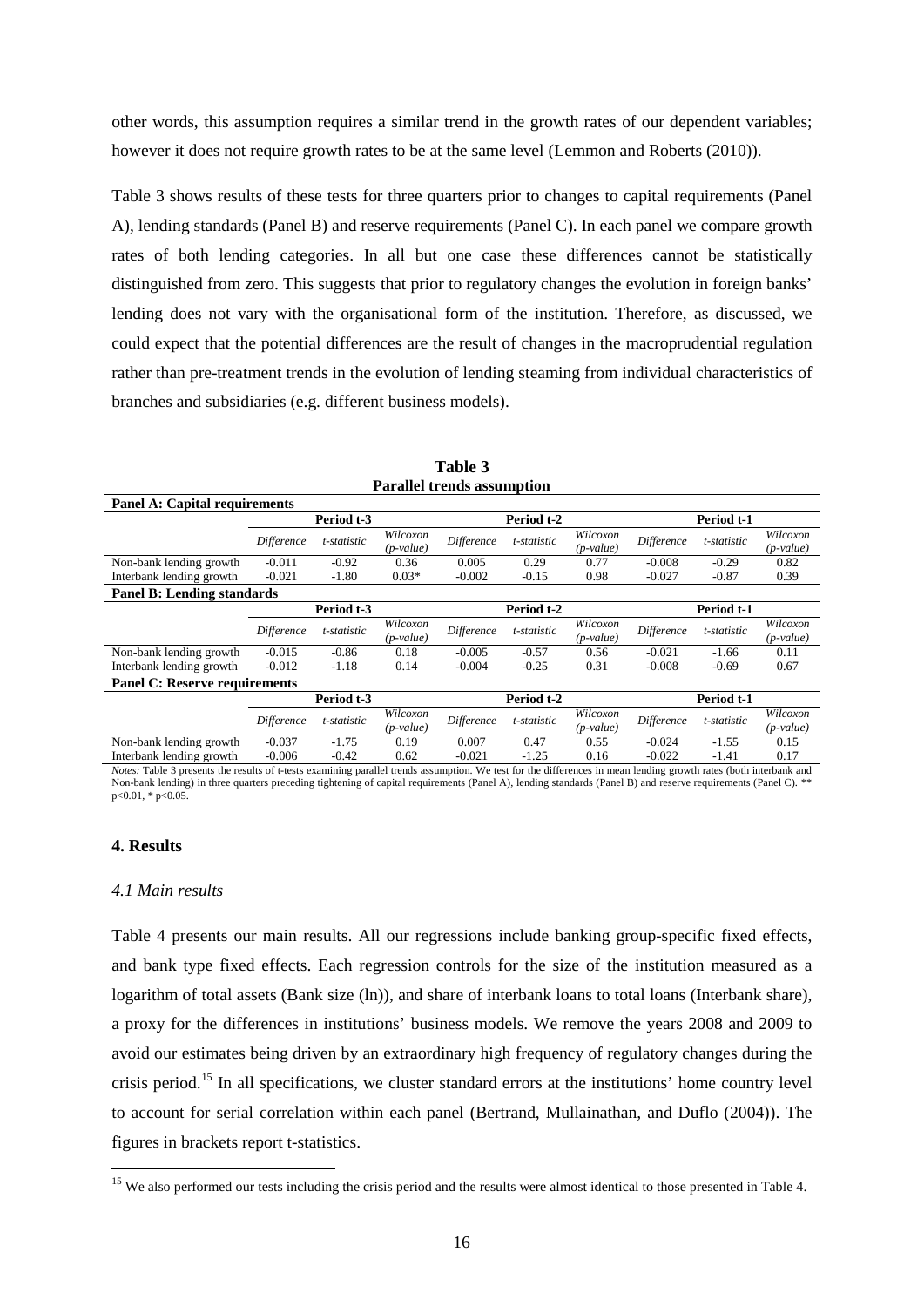other words, this assumption requires a similar trend in the growth rates of our dependent variables; however it does not require growth rates to be at the same level (Lemmon and Roberts (2010)).

Table 3 shows results of these tests for three quarters prior to changes to capital requirements (Panel A), lending standards (Panel B) and reserve requirements (Panel C). In each panel we compare growth rates of both lending categories. In all but one case these differences cannot be statistically distinguished from zero. This suggests that prior to regulatory changes the evolution in foreign banks' lending does not vary with the organisational form of the institution. Therefore, as discussed, we could expect that the potential differences are the result of changes in the macroprudential regulation rather than pre-treatment trends in the evolution of lending steaming from individual characteristics of branches and subsidiaries (e.g. different business models).

**Table 3**
**Parallel trends assumption**

| **Panel A: Capital requirements** | | | | | | | | | |
|---|---|---|---|---|---|---|---|---|---|
| | **Period t-3** | | | **Period t-2** | | | **Period t-1** | | |
| | *Difference* | *t-statistic* | *Wilcoxon (p-value)* | *Difference* | *t-statistic* | *Wilcoxon (p-value)* | *Difference* | *t-statistic* | *Wilcoxon (p-value)* |
| Non-bank lending growth | -0.011 | -0.92 | 0.36 | 0.005 | 0.29 | 0.77 | -0.008 | -0.29 | 0.82 |
| Interbank lending growth | -0.021 | -1.80 | 0.03* | -0.002 | -0.15 | 0.98 | -0.027 | -0.87 | 0.39 |
| **Panel B: Lending standards** | | | | | | | | | |
| | **Period t-3** | | | **Period t-2** | | | **Period t-1** | | |
| | *Difference* | *t-statistic* | *Wilcoxon (p-value)* | *Difference* | *t-statistic* | *Wilcoxon (p-value)* | *Difference* | *t-statistic* | *Wilcoxon (p-value)* |
| Non-bank lending growth | -0.015 | -0.86 | 0.18 | -0.005 | -0.57 | 0.56 | -0.021 | -1.66 | 0.11 |
| Interbank lending growth | -0.012 | -1.18 | 0.14 | -0.004 | -0.25 | 0.31 | -0.008 | -0.69 | 0.67 |
| **Panel C: Reserve requirements** | | | | | | | | | |
| | **Period t-3** | | | **Period t-2** | | | **Period t-1** | | |
| | *Difference* | *t-statistic* | *Wilcoxon (p-value)* | *Difference* | *t-statistic* | *Wilcoxon (p-value)* | *Difference* | *t-statistic* | *Wilcoxon (p-value)* |
| Non-bank lending growth | -0.037 | -1.75 | 0.19 | 0.007 | 0.47 | 0.55 | -0.024 | -1.55 | 0.15 |
| Interbank lending growth | -0.006 | -0.42 | 0.62 | -0.021 | -1.25 | 0.16 | -0.022 | -1.41 | 0.17 |

*Notes:* Table 3 presents the results of t-tests examining parallel trends assumption. We test for the differences in mean lending growth rates (both interbank and Non-bank lending) in three quarters preceding tightening of capital requirements (Panel A), lending standards (Panel B) and reserve requirements (Panel C). ** $p<0.01$, * $p<0.05$.

## 4. Results

### *4.1 Main results*

Table 4 presents our main results. All our regressions include banking group-specific fixed effects, and bank type fixed effects. Each regression controls for the size of the institution measured as a logarithm of total assets (Bank size (ln)), and share of interbank loans to total loans (Interbank share), a proxy for the differences in institutions' business models. We remove the years 2008 and 2009 to avoid our estimates being driven by an extraordinary high frequency of regulatory changes during the crisis period.[15] In all specifications, we cluster standard errors at the institutions' home country level to account for serial correlation within each panel (Bertrand, Mullainathan, and Duflo (2004)). The figures in brackets report t-statistics.

[15] We also performed our tests including the crisis period and the results were almost identical to those presented in Table 4.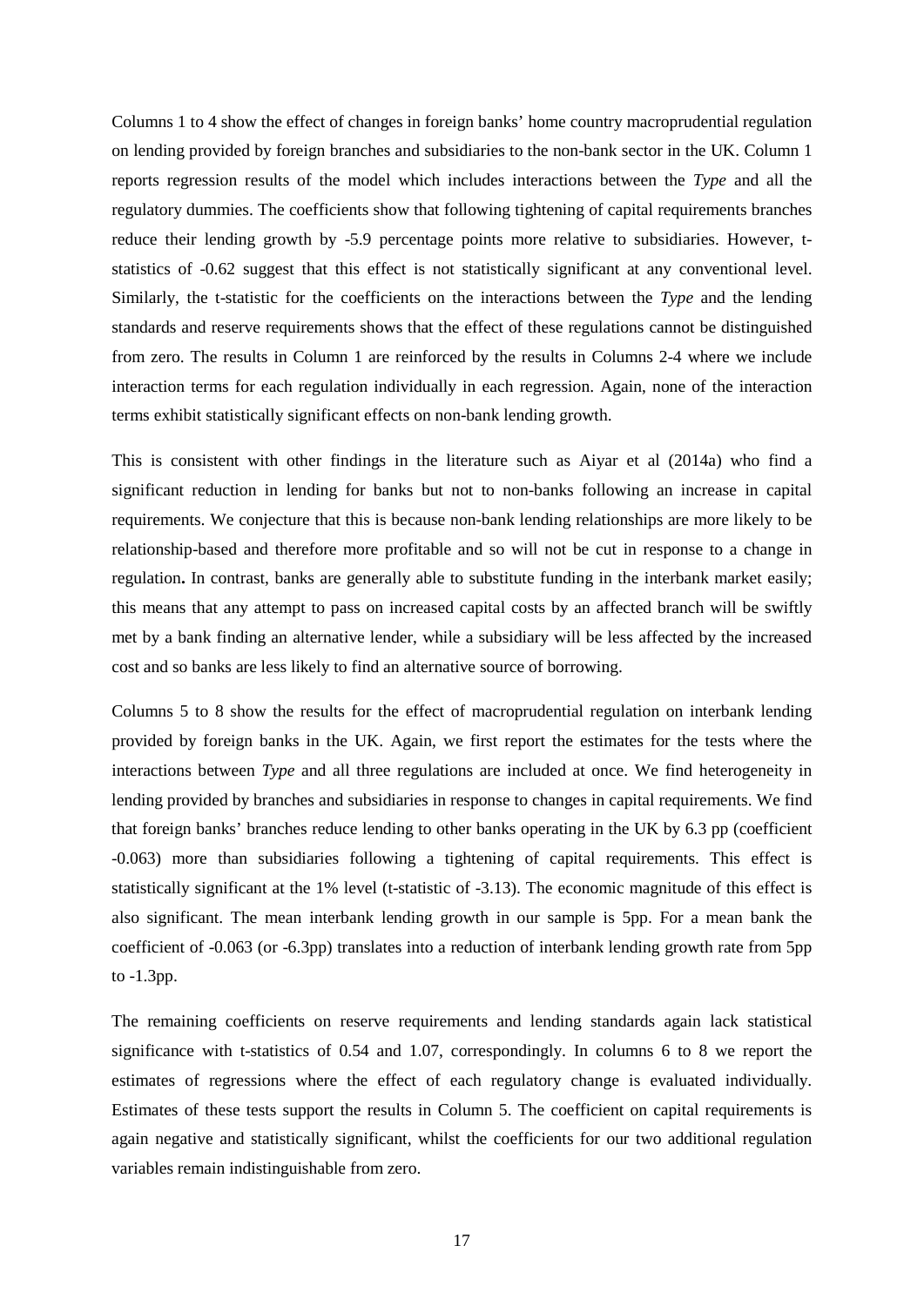Columns 1 to 4 show the effect of changes in foreign banks' home country macroprudential regulation on lending provided by foreign branches and subsidiaries to the non-bank sector in the UK. Column 1 reports regression results of the model which includes interactions between the *Type* and all the regulatory dummies. The coefficients show that following tightening of capital requirements branches reduce their lending growth by -5.9 percentage points more relative to subsidiaries. However, t-statistics of -0.62 suggest that this effect is not statistically significant at any conventional level. Similarly, the t-statistic for the coefficients on the interactions between the *Type* and the lending standards and reserve requirements shows that the effect of these regulations cannot be distinguished from zero. The results in Column 1 are reinforced by the results in Columns 2-4 where we include interaction terms for each regulation individually in each regression. Again, none of the interaction terms exhibit statistically significant effects on non-bank lending growth.

This is consistent with other findings in the literature such as Aiyar et al (2014a) who find a significant reduction in lending for banks but not to non-banks following an increase in capital requirements. We conjecture that this is because non-bank lending relationships are more likely to be relationship-based and therefore more profitable and so will not be cut in response to a change in regulation**.** In contrast, banks are generally able to substitute funding in the interbank market easily; this means that any attempt to pass on increased capital costs by an affected branch will be swiftly met by a bank finding an alternative lender, while a subsidiary will be less affected by the increased cost and so banks are less likely to find an alternative source of borrowing.

Columns 5 to 8 show the results for the effect of macroprudential regulation on interbank lending provided by foreign banks in the UK. Again, we first report the estimates for the tests where the interactions between *Type* and all three regulations are included at once. We find heterogeneity in lending provided by branches and subsidiaries in response to changes in capital requirements. We find that foreign banks' branches reduce lending to other banks operating in the UK by 6.3 pp (coefficient -0.063) more than subsidiaries following a tightening of capital requirements. This effect is statistically significant at the 1% level (t-statistic of -3.13). The economic magnitude of this effect is also significant. The mean interbank lending growth in our sample is 5pp. For a mean bank the coefficient of -0.063 (or -6.3pp) translates into a reduction of interbank lending growth rate from 5pp to -1.3pp.

The remaining coefficients on reserve requirements and lending standards again lack statistical significance with t-statistics of 0.54 and 1.07, correspondingly. In columns 6 to 8 we report the estimates of regressions where the effect of each regulatory change is evaluated individually. Estimates of these tests support the results in Column 5. The coefficient on capital requirements is again negative and statistically significant, whilst the coefficients for our two additional regulation variables remain indistinguishable from zero.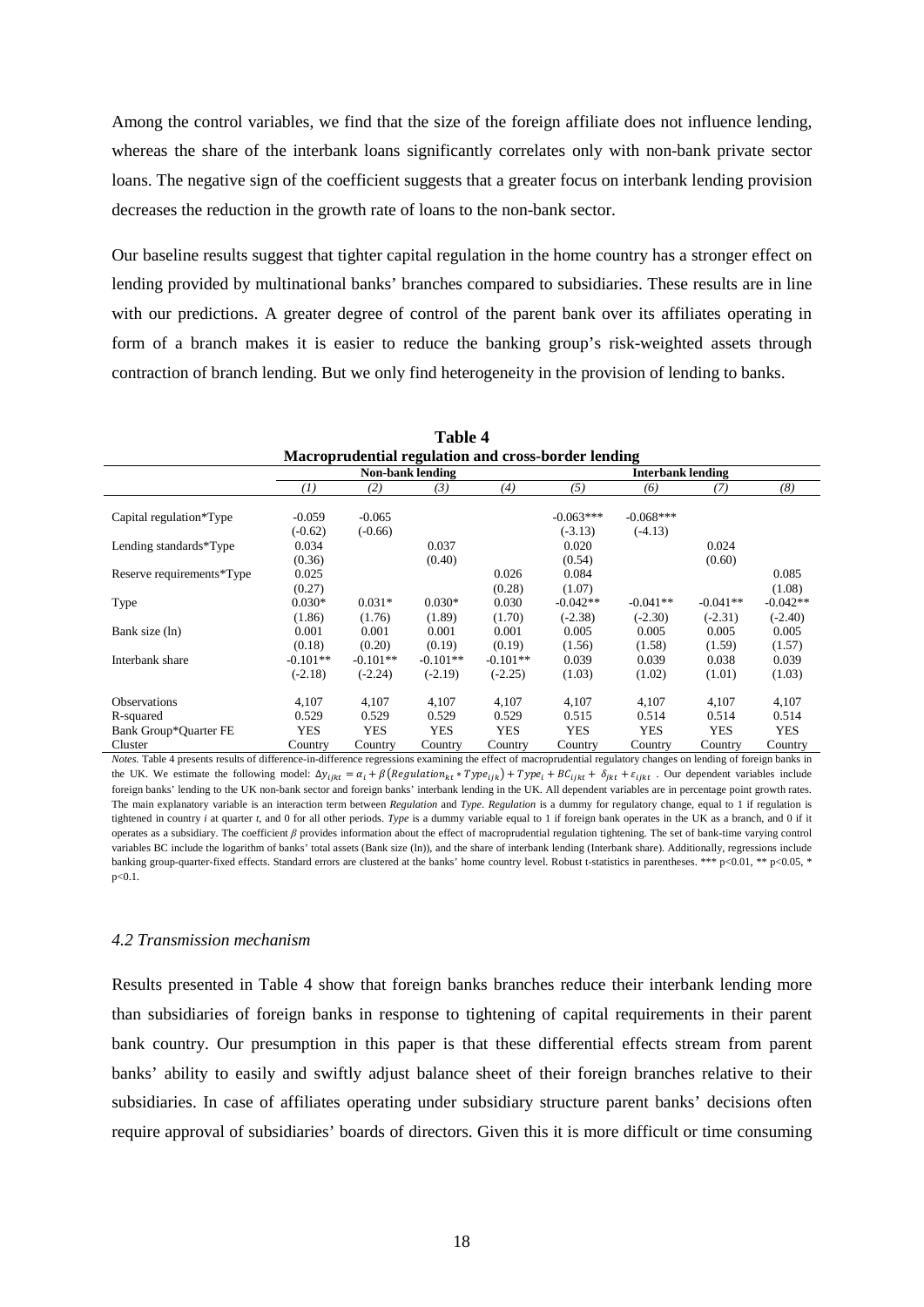Among the control variables, we find that the size of the foreign affiliate does not influence lending, whereas the share of the interbank loans significantly correlates only with non-bank private sector loans. The negative sign of the coefficient suggests that a greater focus on interbank lending provision decreases the reduction in the growth rate of loans to the non-bank sector.

Our baseline results suggest that tighter capital regulation in the home country has a stronger effect on lending provided by multinational banks' branches compared to subsidiaries. These results are in line with our predictions. A greater degree of control of the parent bank over its affiliates operating in form of a branch makes it is easier to reduce the banking group's risk-weighted assets through contraction of branch lending. But we only find heterogeneity in the provision of lending to banks.

**Table 4**
**Macroprudential regulation and cross-border lending**

| | Non-bank lending | | | | Interbank lending | | | |
|---|---|---|---|---|---|---|---|---|
| | *(1)* | *(2)* | *(3)* | *(4)* | *(5)* | *(6)* | *(7)* | *(8)* |
| Capital regulation*Type | -0.059 | -0.065 | | | -0.063*** | -0.068*** | | |
| | (-0.62) | (-0.66) | | | (-3.13) | (-4.13) | | |
| Lending standards*Type | 0.034 | | 0.037 | | 0.020 | | 0.024 | |
| | (0.36) | | (0.40) | | (0.54) | | (0.60) | |
| Reserve requirements*Type | 0.025 | | | 0.026 | 0.084 | | | 0.085 |
| | (0.27) | | | (0.28) | (1.07) | | | (1.08) |
| Type | 0.030* | 0.031* | 0.030* | 0.030 | -0.042** | -0.041** | -0.041** | -0.042** |
| | (1.86) | (1.76) | (1.89) | (1.70) | (-2.38) | (-2.30) | (-2.31) | (-2.40) |
| Bank size (ln) | 0.001 | 0.001 | 0.001 | 0.001 | 0.005 | 0.005 | 0.005 | 0.005 |
| | (0.18) | (0.20) | (0.19) | (0.19) | (1.56) | (1.58) | (1.59) | (1.57) |
| Interbank share | -0.101** | -0.101** | -0.101** | -0.101** | 0.039 | 0.039 | 0.038 | 0.039 |
| | (-2.18) | (-2.24) | (-2.19) | (-2.25) | (1.03) | (1.02) | (1.01) | (1.03) |
| Observations | 4,107 | 4,107 | 4,107 | 4,107 | 4,107 | 4,107 | 4,107 | 4,107 |
| R-squared | 0.529 | 0.529 | 0.529 | 0.529 | 0.515 | 0.514 | 0.514 | 0.514 |
| Bank Group*Quarter FE | YES | YES | YES | YES | YES | YES | YES | YES |
| Cluster | Country | Country | Country | Country | Country | Country | Country | Country |

*Notes.* Table 4 presents results of difference-in-difference regressions examining the effect of macroprudential regulatory changes on lending of foreign banks in the UK. We estimate the following model: $\Delta y_{ijkt} = \alpha_i + \beta\left(Regulation_{kt} * Type_{ijk}\right) + Type_i + BC_{ijkt} + \delta_{jkt} + \varepsilon_{ijkt}$ . Our dependent variables include foreign banks' lending to the UK non-bank sector and foreign banks' interbank lending in the UK. All dependent variables are in percentage point growth rates. The main explanatory variable is an interaction term between *Regulation* and *Type*. *Regulation* is a dummy for regulatory change, equal to 1 if regulation is tightened in country *i* at quarter *t*, and 0 for all other periods. *Type* is a dummy variable equal to 1 if foreign bank operates in the UK as a branch, and 0 if it operates as a subsidiary. The coefficient *β* provides information about the effect of macroprudential regulation tightening. The set of bank-time varying control variables BC include the logarithm of banks' total assets (Bank size (ln)), and the share of interbank lending (Interbank share). Additionally, regressions include banking group-quarter-fixed effects. Standard errors are clustered at the banks' home country level. Robust t-statistics in parentheses. *** p<0.01, ** p<0.05, * p<0.1.

### *4.2 Transmission mechanism*

Results presented in Table 4 show that foreign banks branches reduce their interbank lending more than subsidiaries of foreign banks in response to tightening of capital requirements in their parent bank country. Our presumption in this paper is that these differential effects stream from parent banks' ability to easily and swiftly adjust balance sheet of their foreign branches relative to their subsidiaries. In case of affiliates operating under subsidiary structure parent banks' decisions often require approval of subsidiaries' boards of directors. Given this it is more difficult or time consuming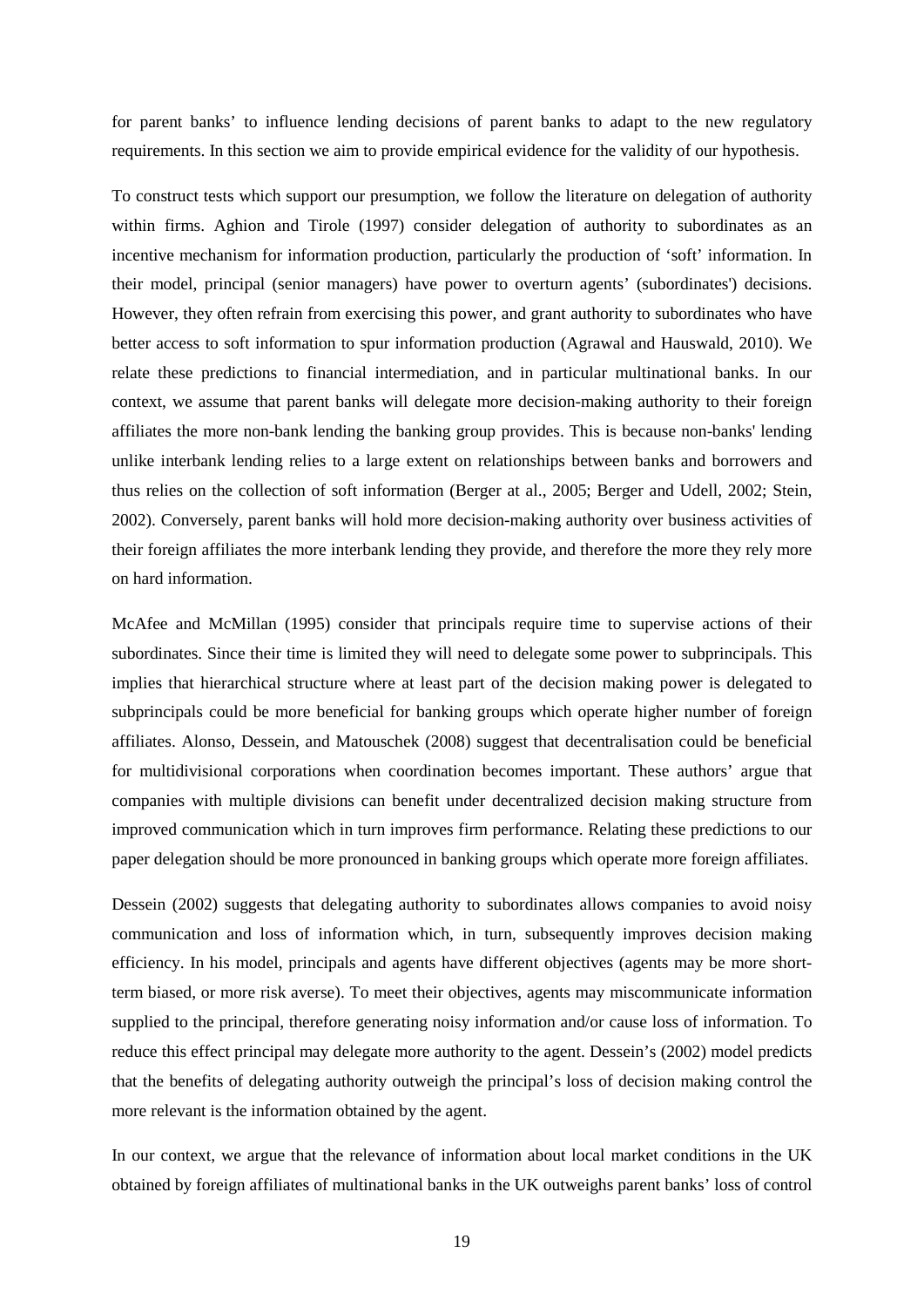for parent banks' to influence lending decisions of parent banks to adapt to the new regulatory requirements. In this section we aim to provide empirical evidence for the validity of our hypothesis.

To construct tests which support our presumption, we follow the literature on delegation of authority within firms. Aghion and Tirole (1997) consider delegation of authority to subordinates as an incentive mechanism for information production, particularly the production of 'soft' information. In their model, principal (senior managers) have power to overturn agents' (subordinates') decisions. However, they often refrain from exercising this power, and grant authority to subordinates who have better access to soft information to spur information production (Agrawal and Hauswald, 2010). We relate these predictions to financial intermediation, and in particular multinational banks. In our context, we assume that parent banks will delegate more decision-making authority to their foreign affiliates the more non-bank lending the banking group provides. This is because non-banks' lending unlike interbank lending relies to a large extent on relationships between banks and borrowers and thus relies on the collection of soft information (Berger at al., 2005; Berger and Udell, 2002; Stein, 2002). Conversely, parent banks will hold more decision-making authority over business activities of their foreign affiliates the more interbank lending they provide, and therefore the more they rely more on hard information.

McAfee and McMillan (1995) consider that principals require time to supervise actions of their subordinates. Since their time is limited they will need to delegate some power to subprincipals. This implies that hierarchical structure where at least part of the decision making power is delegated to subprincipals could be more beneficial for banking groups which operate higher number of foreign affiliates. Alonso, Dessein, and Matouschek (2008) suggest that decentralisation could be beneficial for multidivisional corporations when coordination becomes important. These authors' argue that companies with multiple divisions can benefit under decentralized decision making structure from improved communication which in turn improves firm performance. Relating these predictions to our paper delegation should be more pronounced in banking groups which operate more foreign affiliates.

Dessein (2002) suggests that delegating authority to subordinates allows companies to avoid noisy communication and loss of information which, in turn, subsequently improves decision making efficiency. In his model, principals and agents have different objectives (agents may be more short-term biased, or more risk averse). To meet their objectives, agents may miscommunicate information supplied to the principal, therefore generating noisy information and/or cause loss of information. To reduce this effect principal may delegate more authority to the agent. Dessein's (2002) model predicts that the benefits of delegating authority outweigh the principal's loss of decision making control the more relevant is the information obtained by the agent.

In our context, we argue that the relevance of information about local market conditions in the UK obtained by foreign affiliates of multinational banks in the UK outweighs parent banks' loss of control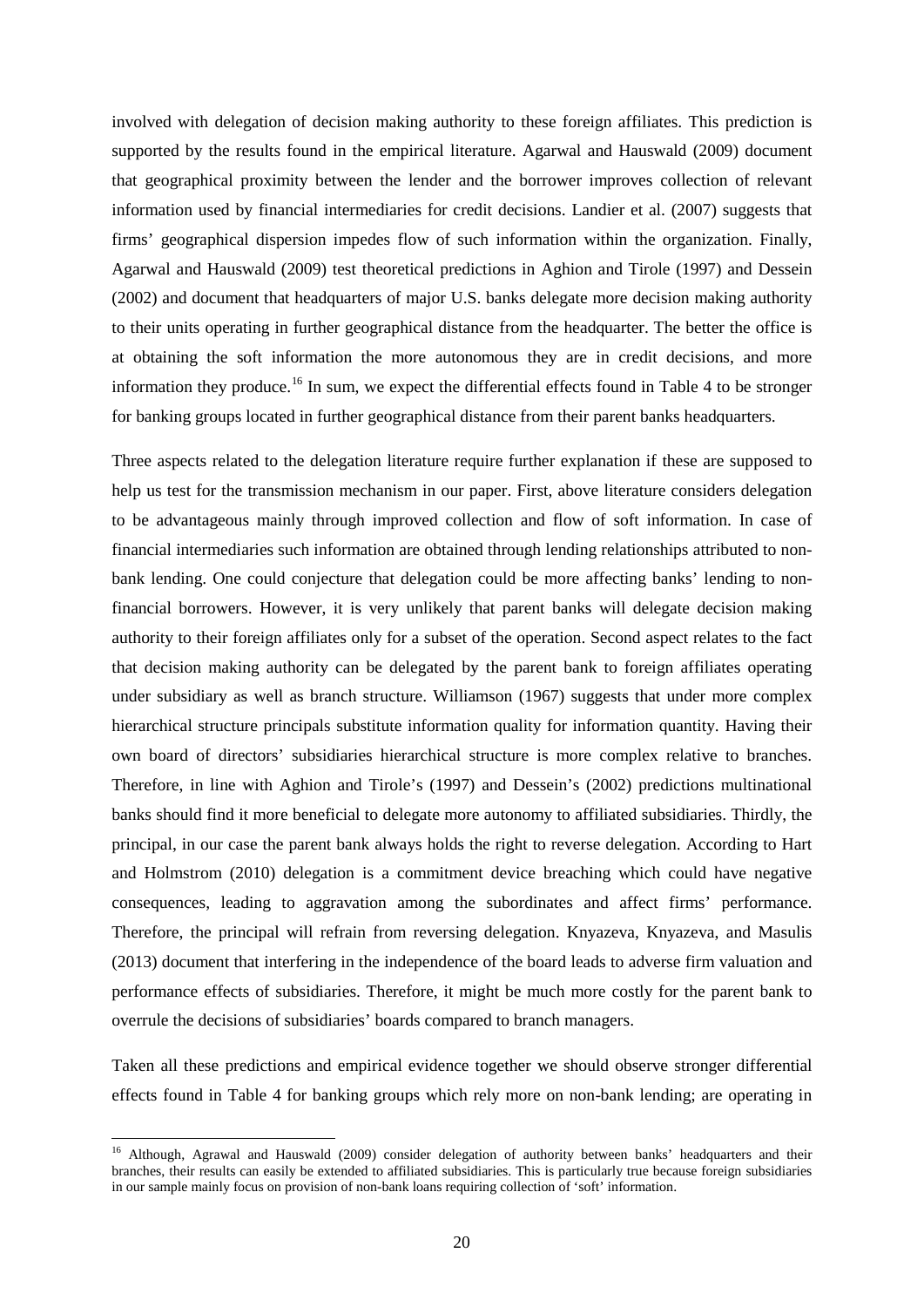involved with delegation of decision making authority to these foreign affiliates. This prediction is supported by the results found in the empirical literature. Agarwal and Hauswald (2009) document that geographical proximity between the lender and the borrower improves collection of relevant information used by financial intermediaries for credit decisions. Landier et al. (2007) suggests that firms' geographical dispersion impedes flow of such information within the organization. Finally, Agarwal and Hauswald (2009) test theoretical predictions in Aghion and Tirole (1997) and Dessein (2002) and document that headquarters of major U.S. banks delegate more decision making authority to their units operating in further geographical distance from the headquarter. The better the office is at obtaining the soft information the more autonomous they are in credit decisions, and more information they produce.[16] In sum, we expect the differential effects found in Table 4 to be stronger for banking groups located in further geographical distance from their parent banks headquarters.

Three aspects related to the delegation literature require further explanation if these are supposed to help us test for the transmission mechanism in our paper. First, above literature considers delegation to be advantageous mainly through improved collection and flow of soft information. In case of financial intermediaries such information are obtained through lending relationships attributed to non-bank lending. One could conjecture that delegation could be more affecting banks' lending to non-financial borrowers. However, it is very unlikely that parent banks will delegate decision making authority to their foreign affiliates only for a subset of the operation. Second aspect relates to the fact that decision making authority can be delegated by the parent bank to foreign affiliates operating under subsidiary as well as branch structure. Williamson (1967) suggests that under more complex hierarchical structure principals substitute information quality for information quantity. Having their own board of directors' subsidiaries hierarchical structure is more complex relative to branches. Therefore, in line with Aghion and Tirole's (1997) and Dessein's (2002) predictions multinational banks should find it more beneficial to delegate more autonomy to affiliated subsidiaries. Thirdly, the principal, in our case the parent bank always holds the right to reverse delegation. According to Hart and Holmstrom (2010) delegation is a commitment device breaching which could have negative consequences, leading to aggravation among the subordinates and affect firms' performance. Therefore, the principal will refrain from reversing delegation. Knyazeva, Knyazeva, and Masulis (2013) document that interfering in the independence of the board leads to adverse firm valuation and performance effects of subsidiaries. Therefore, it might be much more costly for the parent bank to overrule the decisions of subsidiaries' boards compared to branch managers.

Taken all these predictions and empirical evidence together we should observe stronger differential effects found in Table 4 for banking groups which rely more on non-bank lending; are operating in

---

[16] Although, Agrawal and Hauswald (2009) consider delegation of authority between banks' headquarters and their branches, their results can easily be extended to affiliated subsidiaries. This is particularly true because foreign subsidiaries in our sample mainly focus on provision of non-bank loans requiring collection of 'soft' information.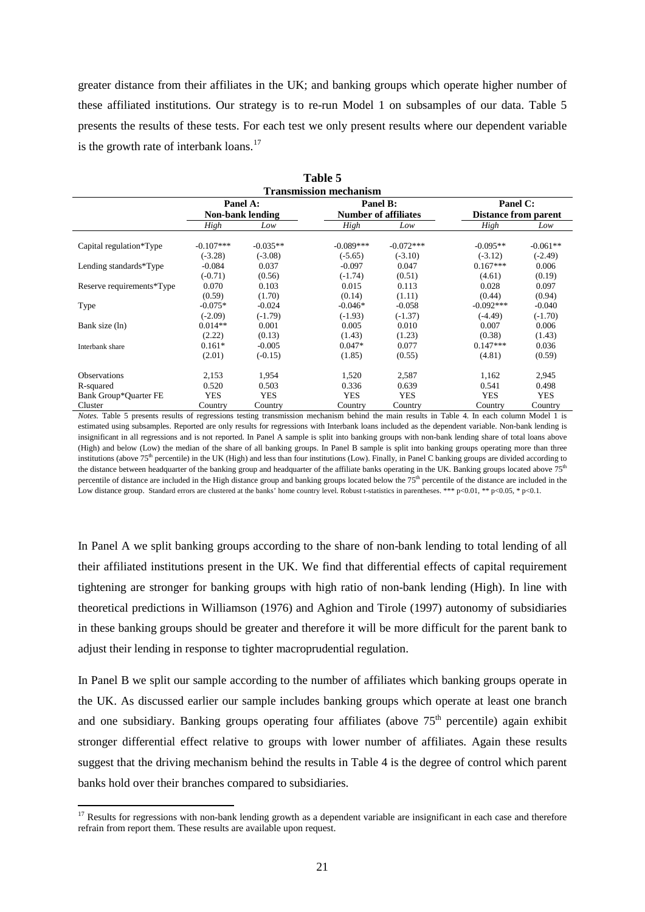greater distance from their affiliates in the UK; and banking groups which operate higher number of these affiliated institutions. Our strategy is to re-run Model 1 on subsamples of our data. Table 5 presents the results of these tests. For each test we only present results where our dependent variable is the growth rate of interbank loans.[17]

**Table 5**
**Transmission mechanism**

| | Panel A: Non-bank lending | | Panel B: Number of affiliates | | Panel C: Distance from parent | |
|---|---|---|---|---|---|---|
| | *High* | *Low* | *High* | *Low* | *High* | *Low* |
| Capital regulation*Type | -0.107*** | -0.035** | -0.089*** | -0.072*** | -0.095** | -0.061** |
| | (-3.28) | (-3.08) | (-5.65) | (-3.10) | (-3.12) | (-2.49) |
| Lending standards*Type | -0.084 | 0.037 | -0.097 | 0.047 | 0.167*** | 0.006 |
| | (-0.71) | (0.56) | (-1.74) | (0.51) | (4.61) | (0.19) |
| Reserve requirements*Type | 0.070 | 0.103 | 0.015 | 0.113 | 0.028 | 0.097 |
| | (0.59) | (1.70) | (0.14) | (1.11) | (0.44) | (0.94) |
| Type | -0.075* | -0.024 | -0.046* | -0.058 | -0.092*** | -0.040 |
| | (-2.09) | (-1.79) | (-1.93) | (-1.37) | (-4.49) | (-1.70) |
| Bank size (ln) | 0.014** | 0.001 | 0.005 | 0.010 | 0.007 | 0.006 |
| | (2.22) | (0.13) | (1.43) | (1.23) | (0.38) | (1.43) |
| Interbank share | 0.161* | -0.005 | 0.047* | 0.077 | 0.147*** | 0.036 |
| | (2.01) | (-0.15) | (1.85) | (0.55) | (4.81) | (0.59) |
| Observations | 2,153 | 1,954 | 1,520 | 2,587 | 1,162 | 2,945 |
| R-squared | 0.520 | 0.503 | 0.336 | 0.639 | 0.541 | 0.498 |
| Bank Group*Quarter FE | YES | YES | YES | YES | YES | YES |
| Cluster | Country | Country | Country | Country | Country | Country |

*Notes.* Table 5 presents results of regressions testing transmission mechanism behind the main results in Table 4. In each column Model 1 is estimated using subsamples. Reported are only results for regressions with Interbank loans included as the dependent variable. Non-bank lending is insignificant in all regressions and is not reported. In Panel A sample is split into banking groups with non-bank lending share of total loans above (High) and below (Low) the median of the share of all banking groups. In Panel B sample is split into banking groups operating more than three institutions (above 75th percentile) in the UK (High) and less than four institutions (Low). Finally, in Panel C banking groups are divided according to the distance between headquarter of the banking group and headquarter of the affiliate banks operating in the UK. Banking groups located above 75th percentile of distance are included in the High distance group and banking groups located below the 75th percentile of the distance are included in the Low distance group. Standard errors are clustered at the banks' home country level. Robust t-statistics in parentheses. *** p<0.01, ** p<0.05, * p<0.1.

In Panel A we split banking groups according to the share of non-bank lending to total lending of all their affiliated institutions present in the UK. We find that differential effects of capital requirement tightening are stronger for banking groups with high ratio of non-bank lending (High). In line with theoretical predictions in Williamson (1976) and Aghion and Tirole (1997) autonomy of subsidiaries in these banking groups should be greater and therefore it will be more difficult for the parent bank to adjust their lending in response to tighter macroprudential regulation.

In Panel B we split our sample according to the number of affiliates which banking groups operate in the UK. As discussed earlier our sample includes banking groups which operate at least one branch and one subsidiary. Banking groups operating four affiliates (above 75th percentile) again exhibit stronger differential effect relative to groups with lower number of affiliates. Again these results suggest that the driving mechanism behind the results in Table 4 is the degree of control which parent banks hold over their branches compared to subsidiaries.

[17] Results for regressions with non-bank lending growth as a dependent variable are insignificant in each case and therefore refrain from report them. These results are available upon request.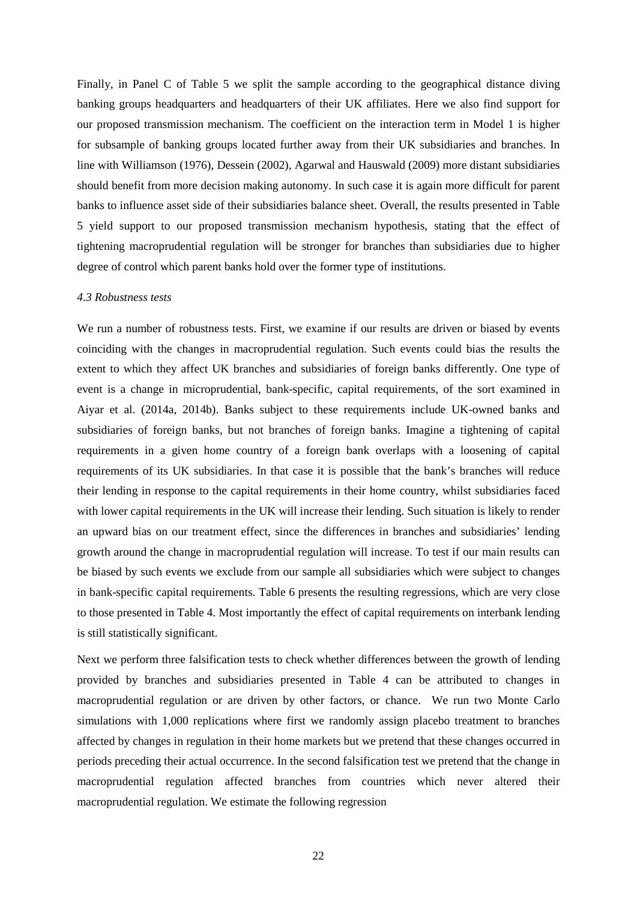Finally, in Panel C of Table 5 we split the sample according to the geographical distance diving banking groups headquarters and headquarters of their UK affiliates. Here we also find support for our proposed transmission mechanism. The coefficient on the interaction term in Model 1 is higher for subsample of banking groups located further away from their UK subsidiaries and branches. In line with Williamson (1976), Dessein (2002), Agarwal and Hauswald (2009) more distant subsidiaries should benefit from more decision making autonomy. In such case it is again more difficult for parent banks to influence asset side of their subsidiaries balance sheet. Overall, the results presented in Table 5 yield support to our proposed transmission mechanism hypothesis, stating that the effect of tightening macroprudential regulation will be stronger for branches than subsidiaries due to higher degree of control which parent banks hold over the former type of institutions.

*4.3 Robustness tests*

We run a number of robustness tests. First, we examine if our results are driven or biased by events coinciding with the changes in macroprudential regulation. Such events could bias the results the extent to which they affect UK branches and subsidiaries of foreign banks differently. One type of event is a change in microprudential, bank-specific, capital requirements, of the sort examined in Aiyar et al. (2014a, 2014b). Banks subject to these requirements include UK-owned banks and subsidiaries of foreign banks, but not branches of foreign banks. Imagine a tightening of capital requirements in a given home country of a foreign bank overlaps with a loosening of capital requirements of its UK subsidiaries. In that case it is possible that the bank's branches will reduce their lending in response to the capital requirements in their home country, whilst subsidiaries faced with lower capital requirements in the UK will increase their lending. Such situation is likely to render an upward bias on our treatment effect, since the differences in branches and subsidiaries' lending growth around the change in macroprudential regulation will increase. To test if our main results can be biased by such events we exclude from our sample all subsidiaries which were subject to changes in bank-specific capital requirements. Table 6 presents the resulting regressions, which are very close to those presented in Table 4. Most importantly the effect of capital requirements on interbank lending is still statistically significant.

Next we perform three falsification tests to check whether differences between the growth of lending provided by branches and subsidiaries presented in Table 4 can be attributed to changes in macroprudential regulation or are driven by other factors, or chance. We run two Monte Carlo simulations with 1,000 replications where first we randomly assign placebo treatment to branches affected by changes in regulation in their home markets but we pretend that these changes occurred in periods preceding their actual occurrence. In the second falsification test we pretend that the change in macroprudential regulation affected branches from countries which never altered their macroprudential regulation. We estimate the following regression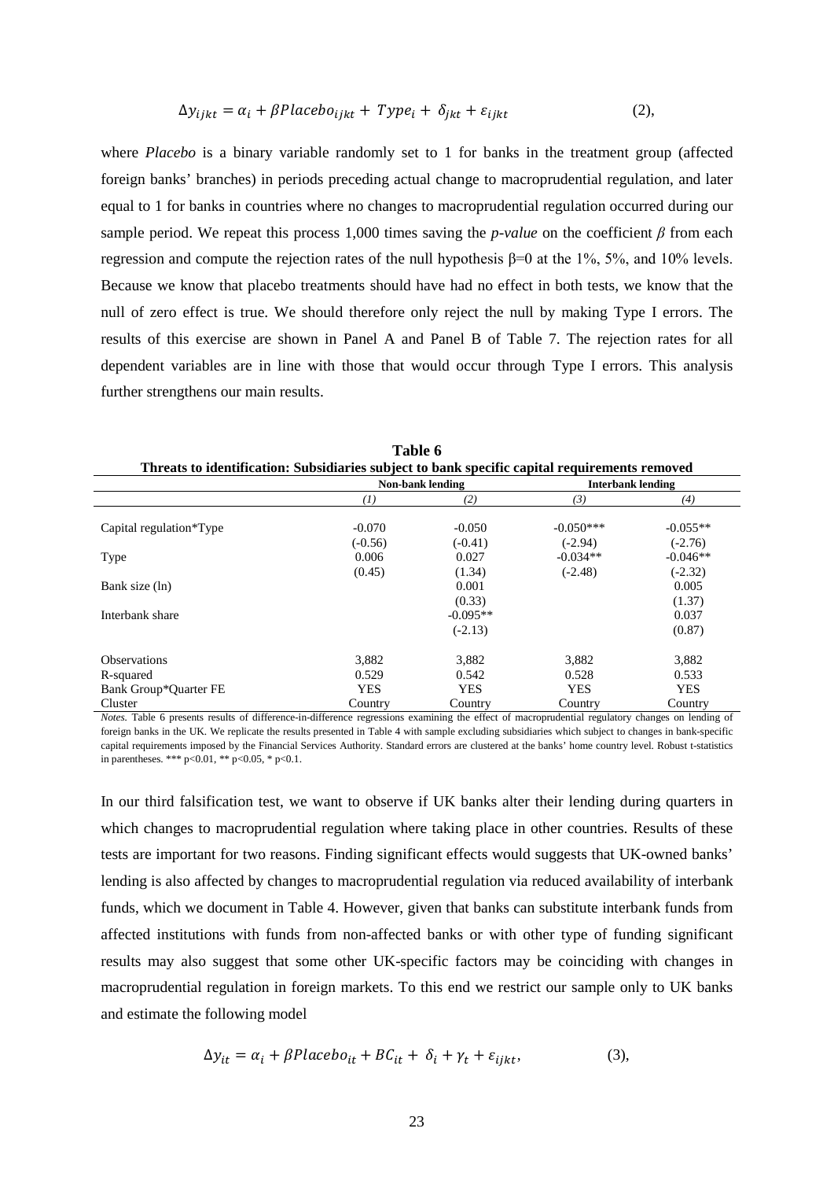$$\Delta y_{ijkt} = \alpha_i + \beta Placebo_{ijkt} + Type_i + \delta_{jkt} + \varepsilon_{ijkt} \qquad (2),$$

where *Placebo* is a binary variable randomly set to 1 for banks in the treatment group (affected foreign banks' branches) in periods preceding actual change to macroprudential regulation, and later equal to 1 for banks in countries where no changes to macroprudential regulation occurred during our sample period. We repeat this process 1,000 times saving the *p-value* on the coefficient $\beta$ from each regression and compute the rejection rates of the null hypothesis $\beta=0$ at the 1%, 5%, and 10% levels. Because we know that placebo treatments should have had no effect in both tests, we know that the null of zero effect is true. We should therefore only reject the null by making Type I errors. The results of this exercise are shown in Panel A and Panel B of Table 7. The rejection rates for all dependent variables are in line with those that would occur through Type I errors. This analysis further strengthens our main results.

**Table 6**

**Threats to identification: Subsidiaries subject to bank specific capital requirements removed**

| | Non-bank lending | | Interbank lending | |
|---|---|---|---|---|
| | *(1)* | *(2)* | *(3)* | *(4)* |
| Capital regulation*Type | -0.070 | -0.050 | -0.050*** | -0.055** |
| | (-0.56) | (-0.41) | (-2.94) | (-2.76) |
| Type | 0.006 | 0.027 | -0.034** | -0.046** |
| | (0.45) | (1.34) | (-2.48) | (-2.32) |
| Bank size (ln) | | 0.001 | | 0.005 |
| | | (0.33) | | (1.37) |
| Interbank share | | -0.095** | | 0.037 |
| | | (-2.13) | | (0.87) |
| Observations | 3,882 | 3,882 | 3,882 | 3,882 |
| R-squared | 0.529 | 0.542 | 0.528 | 0.533 |
| Bank Group*Quarter FE | YES | YES | YES | YES |
| Cluster | Country | Country | Country | Country |

*Notes.* Table 6 presents results of difference-in-difference regressions examining the effect of macroprudential regulatory changes on lending of foreign banks in the UK. We replicate the results presented in Table 4 with sample excluding subsidiaries which subject to changes in bank-specific capital requirements imposed by the Financial Services Authority. Standard errors are clustered at the banks' home country level. Robust t-statistics in parentheses. *** p<0.01, ** p<0.05, * p<0.1.

In our third falsification test, we want to observe if UK banks alter their lending during quarters in which changes to macroprudential regulation where taking place in other countries. Results of these tests are important for two reasons. Finding significant effects would suggests that UK-owned banks' lending is also affected by changes to macroprudential regulation via reduced availability of interbank funds, which we document in Table 4. However, given that banks can substitute interbank funds from affected institutions with funds from non-affected banks or with other type of funding significant results may also suggest that some other UK-specific factors may be coinciding with changes in macroprudential regulation in foreign markets. To this end we restrict our sample only to UK banks and estimate the following model

$$\Delta y_{it} = \alpha_i + \beta Placebo_{it} + BC_{it} + \delta_i + \gamma_t + \varepsilon_{ijkt}, \qquad (3),$$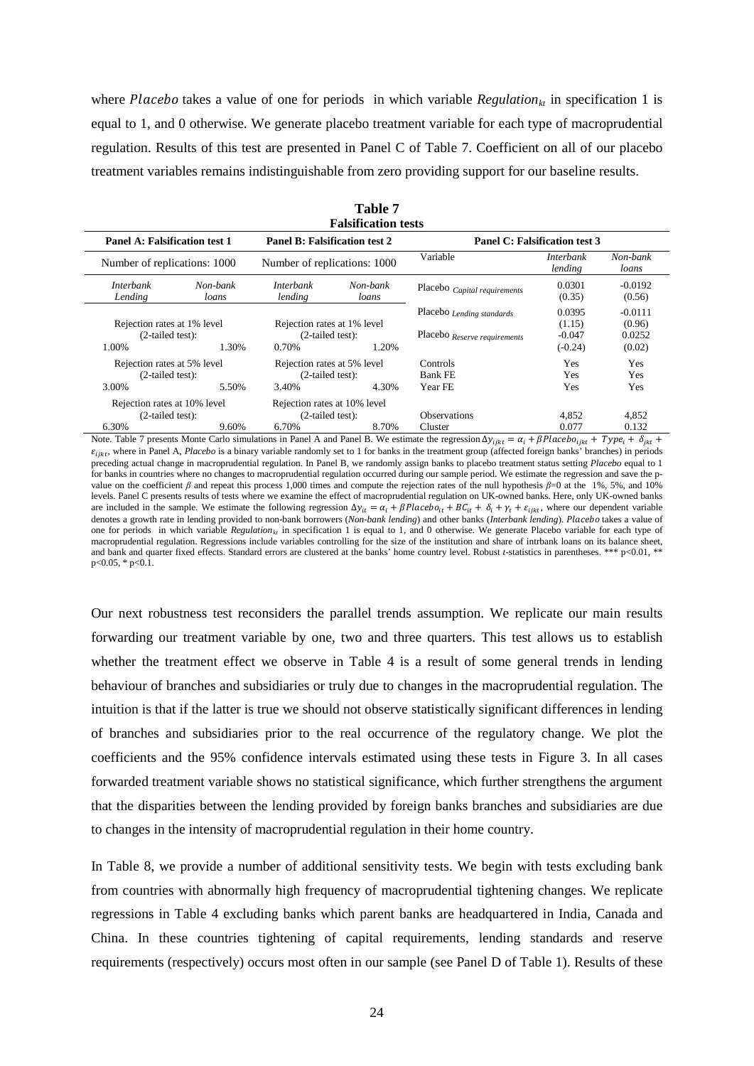where $Placebo$ takes a value of one for periods in which variable $Regulation_{kt}$ in specification 1 is equal to 1, and 0 otherwise. We generate placebo treatment variable for each type of macroprudential regulation. Results of this test are presented in Panel C of Table 7. Coefficient on all of our placebo treatment variables remains indistinguishable from zero providing support for our baseline results.

**Table 7**
**Falsification tests**

| Panel A: Falsification test 1 | | Panel B: Falsification test 2 | | Panel C: Falsification test 3 | | |
|---|---|---|---|---|---|---|
| Number of replications: 1000 | | Number of replications: 1000 | | Variable | *Interbank lending* | *Non-bank loans* |
| *Interbank Lending* | *Non-bank loans* | *Interbank lending* | *Non-bank loans* | Placebo $_{Capital\ requirements}$ | 0.0301 | -0.0192 |
| | | | | | (0.35) | (0.56) |
| Rejection rates at 1% level (2-tailed test): | | Rejection rates at 1% level (2-tailed test): | | Placebo $_{Lending\ standards}$ | 0.0395 | -0.0111 |
| | | | | | (1.15) | (0.96) |
| 1.00% | 1.30% | 0.70% | 1.20% | Placebo $_{Reserve\ requirements}$ | -0.047 | 0.0252 |
| | | | | | (-0.24) | (0.02) |
| Rejection rates at 5% level (2-tailed test): | | Rejection rates at 5% level (2-tailed test): | | Controls | Yes | Yes |
| | | | | Bank FE | Yes | Yes |
| 3.00% | 5.50% | 3.40% | 4.30% | Year FE | Yes | Yes |
| Rejection rates at 10% level (2-tailed test): | | Rejection rates at 10% level (2-tailed test): | | Observations | 4,852 | 4,852 |
| 6.30% | 9.60% | 6.70% | 8.70% | Cluster | 0.077 | 0.132 |

Note. Table 7 presents Monte Carlo simulations in Panel A and Panel B. We estimate the regression $\Delta y_{ijkt} = \alpha_i + \beta Placebo_{ijkt} + Type_i + \delta_{jkt} + \varepsilon_{ijkt}$, where in Panel A, *Placebo* is a binary variable randomly set to 1 for banks in the treatment group (affected foreign banks' branches) in periods preceding actual change in macroprudential regulation. In Panel B, we randomly assign banks to placebo treatment status setting *Placebo* equal to 1 for banks in countries where no changes to macroprudential regulation occurred during our sample period. We estimate the regression and save the p-value on the coefficient $\beta$ and repeat this process 1,000 times and compute the rejection rates of the null hypothesis $\beta$=0 at the 1%, 5%, and 10% levels. Panel C presents results of tests where we examine the effect of macroprudential regulation on UK-owned banks. Here, only UK-owned banks are included in the sample. We estimate the following regression $\Delta y_{it} = \alpha_i + \beta Placebo_{it} + BC_{it} + \delta_i + \gamma_t + \varepsilon_{ijkt}$, where our dependent variable denotes a growth rate in lending provided to non-bank borrowers (*Non-bank lending*) and other banks (*Interbank lending*). $Placebo$ takes a value of one for periods in which variable $Regulation_{kt}$ in specification 1 is equal to 1, and 0 otherwise. We generate Placebo variable for each type of macroprudential regulation. Regressions include variables controlling for the size of the institution and share of intrbank loans on its balance sheet, and bank and quarter fixed effects. Standard errors are clustered at the banks' home country level. Robust *t*-statistics in parentheses. *** p<0.01, ** p<0.05, * p<0.1.

Our next robustness test reconsiders the parallel trends assumption. We replicate our main results forwarding our treatment variable by one, two and three quarters. This test allows us to establish whether the treatment effect we observe in Table 4 is a result of some general trends in lending behaviour of branches and subsidiaries or truly due to changes in the macroprudential regulation. The intuition is that if the latter is true we should not observe statistically significant differences in lending of branches and subsidiaries prior to the real occurrence of the regulatory change. We plot the coefficients and the 95% confidence intervals estimated using these tests in Figure 3. In all cases forwarded treatment variable shows no statistical significance, which further strengthens the argument that the disparities between the lending provided by foreign banks branches and subsidiaries are due to changes in the intensity of macroprudential regulation in their home country.

In Table 8, we provide a number of additional sensitivity tests. We begin with tests excluding bank from countries with abnormally high frequency of macroprudential tightening changes. We replicate regressions in Table 4 excluding banks which parent banks are headquartered in India, Canada and China. In these countries tightening of capital requirements, lending standards and reserve requirements (respectively) occurs most often in our sample (see Panel D of Table 1). Results of these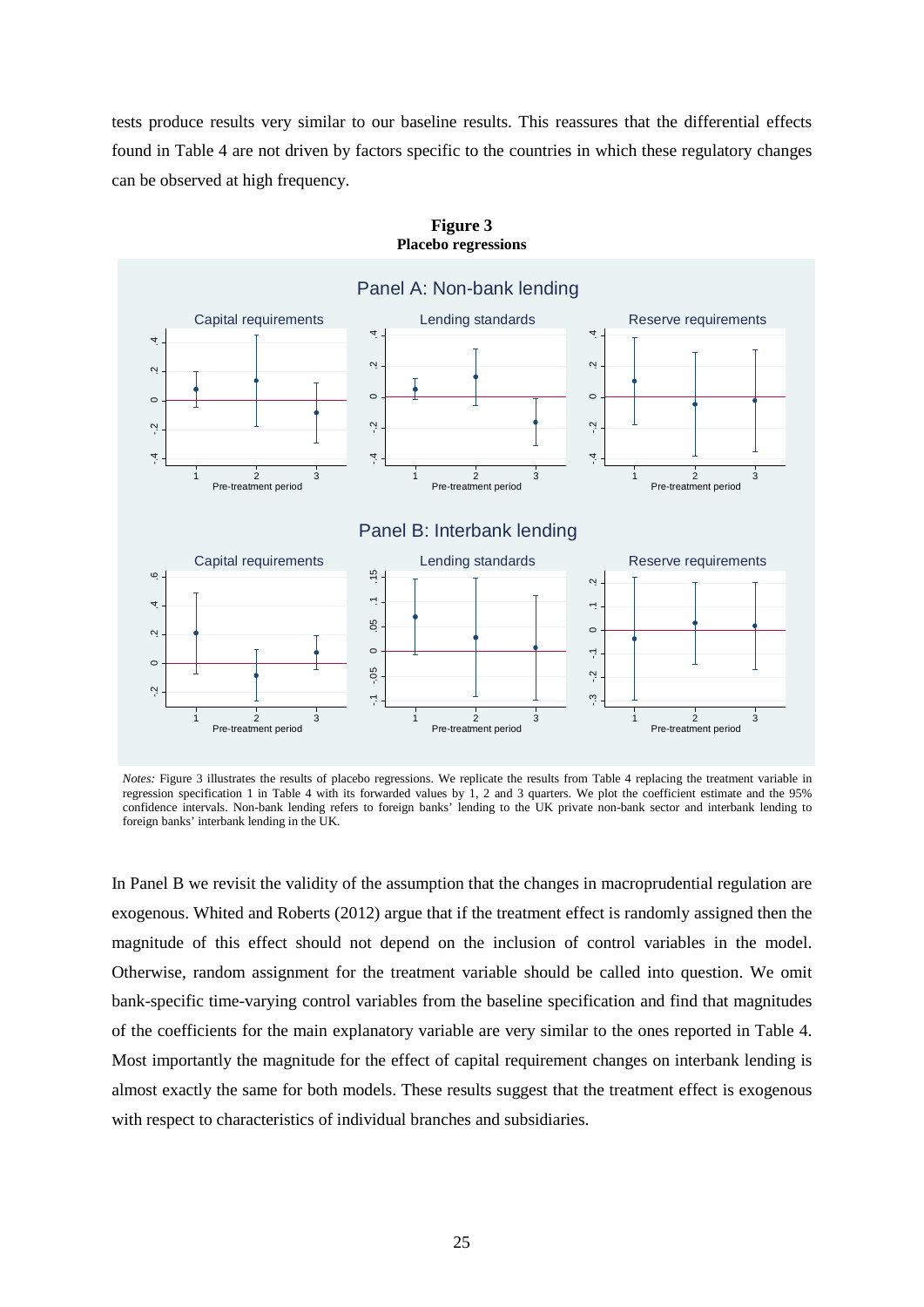tests produce results very similar to our baseline results. This reassures that the differential effects found in Table 4 are not driven by factors specific to the countries in which these regulatory changes can be observed at high frequency.

**Figure 3**
**Placebo regressions**

*Notes:* Figure 3 illustrates the results of placebo regressions. We replicate the results from Table 4 replacing the treatment variable in regression specification 1 in Table 4 with its forwarded values by 1, 2 and 3 quarters. We plot the coefficient estimate and the 95% confidence intervals. Non-bank lending refers to foreign banks' lending to the UK private non-bank sector and interbank lending to foreign banks' interbank lending in the UK.

In Panel B we revisit the validity of the assumption that the changes in macroprudential regulation are exogenous. Whited and Roberts (2012) argue that if the treatment effect is randomly assigned then the magnitude of this effect should not depend on the inclusion of control variables in the model. Otherwise, random assignment for the treatment variable should be called into question. We omit bank-specific time-varying control variables from the baseline specification and find that magnitudes of the coefficients for the main explanatory variable are very similar to the ones reported in Table 4. Most importantly the magnitude for the effect of capital requirement changes on interbank lending is almost exactly the same for both models. These results suggest that the treatment effect is exogenous with respect to characteristics of individual branches and subsidiaries.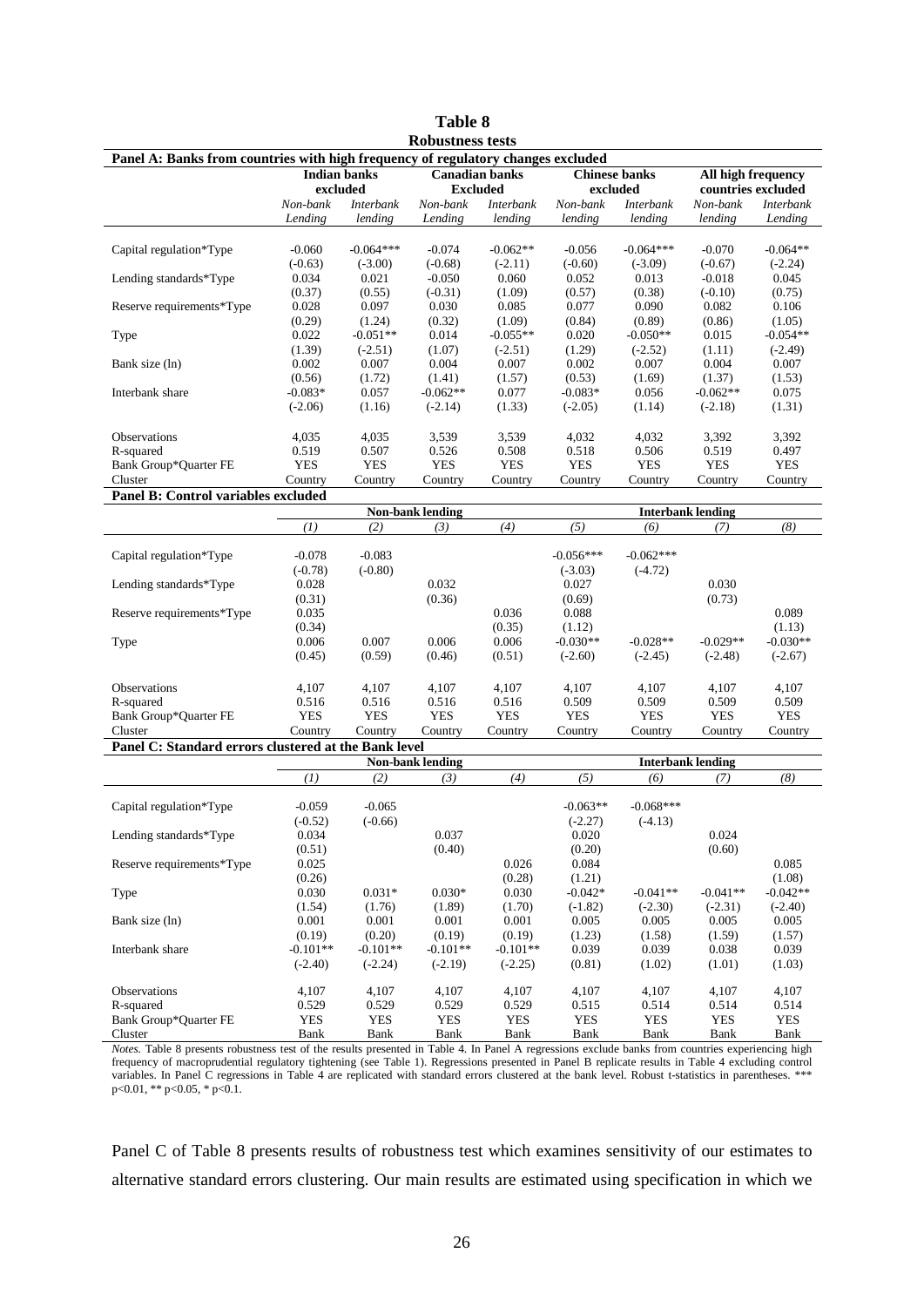**Table 8**
**Robustness tests**

| Panel A: Banks from countries with high frequency of regulatory changes excluded | | | | | | | | |
|---|---|---|---|---|---|---|---|---|
| | Indian banks excluded | | Canadian banks Excluded | | Chinese banks excluded | | All high frequency countries excluded | |
| | *Non-bank Lending* | *Interbank lending* | *Non-bank Lending* | *Interbank lending* | *Non-bank lending* | *Interbank lending* | *Non-bank lending* | *Interbank Lending* |
| Capital regulation*Type | -0.060 | -0.064*** | -0.074 | -0.062** | -0.056 | -0.064*** | -0.070 | -0.064** |
| | (-0.63) | (-3.00) | (-0.68) | (-2.11) | (-0.60) | (-3.09) | (-0.67) | (-2.24) |
| Lending standards*Type | 0.034 | 0.021 | -0.050 | 0.060 | 0.052 | 0.013 | -0.018 | 0.045 |
| | (0.37) | (0.55) | (-0.31) | (1.09) | (0.57) | (0.38) | (-0.10) | (0.75) |
| Reserve requirements*Type | 0.028 | 0.097 | 0.030 | 0.085 | 0.077 | 0.090 | 0.082 | 0.106 |
| | (0.29) | (1.24) | (0.32) | (1.09) | (0.84) | (0.89) | (0.86) | (1.05) |
| Type | 0.022 | -0.051** | 0.014 | -0.055** | 0.020 | -0.050** | 0.015 | -0.054** |
| | (1.39) | (-2.51) | (1.07) | (-2.51) | (1.29) | (-2.52) | (1.11) | (-2.49) |
| Bank size (ln) | 0.002 | 0.007 | 0.004 | 0.007 | 0.002 | 0.007 | 0.004 | 0.007 |
| | (0.56) | (1.72) | (1.41) | (1.57) | (0.53) | (1.69) | (1.37) | (1.53) |
| Interbank share | -0.083* | 0.057 | -0.062** | 0.077 | -0.083* | 0.056 | -0.062** | 0.075 |
| | (-2.06) | (1.16) | (-2.14) | (1.33) | (-2.05) | (1.14) | (-2.18) | (1.31) |
| Observations | 4,035 | 4,035 | 3,539 | 3,539 | 4,032 | 4,032 | 3,392 | 3,392 |
| R-squared | 0.519 | 0.507 | 0.526 | 0.508 | 0.518 | 0.506 | 0.519 | 0.497 |
| Bank Group*Quarter FE | YES | YES | YES | YES | YES | YES | YES | YES |
| Cluster | Country | Country | Country | Country | Country | Country | Country | Country |

| Panel B: Control variables excluded | | | | | | | | |
|---|---|---|---|---|---|---|---|---|
| | Non-bank lending | | | | Interbank lending | | | |
| | *(1)* | *(2)* | *(3)* | *(4)* | *(5)* | *(6)* | *(7)* | *(8)* |
| Capital regulation*Type | -0.078 | -0.083 | | | -0.056*** | -0.062*** | | |
| | (-0.78) | (-0.80) | | | (-3.03) | (-4.72) | | |
| Lending standards*Type | 0.028 | | 0.032 | | 0.027 | | 0.030 | |
| | (0.31) | | (0.36) | | (0.69) | | (0.73) | |
| Reserve requirements*Type | 0.035 | | | 0.036 | 0.088 | | | 0.089 |
| | (0.34) | | | (0.35) | (1.12) | | | (1.13) |
| Type | 0.006 | 0.007 | 0.006 | 0.006 | -0.030** | -0.028** | -0.029** | -0.030** |
| | (0.45) | (0.59) | (0.46) | (0.51) | (-2.60) | (-2.45) | (-2.48) | (-2.67) |
| Observations | 4,107 | 4,107 | 4,107 | 4,107 | 4,107 | 4,107 | 4,107 | 4,107 |
| R-squared | 0.516 | 0.516 | 0.516 | 0.516 | 0.509 | 0.509 | 0.509 | 0.509 |
| Bank Group*Quarter FE | YES | YES | YES | YES | YES | YES | YES | YES |
| Cluster | Country | Country | Country | Country | Country | Country | Country | Country |

| Panel C: Standard errors clustered at the Bank level | | | | | | | | |
|---|---|---|---|---|---|---|---|---|
| | Non-bank lending | | | | Interbank lending | | | |
| | *(1)* | *(2)* | *(3)* | *(4)* | *(5)* | *(6)* | *(7)* | *(8)* |
| Capital regulation*Type | -0.059 | -0.065 | | | -0.063** | -0.068*** | | |
| | (-0.52) | (-0.66) | | | (-2.27) | (-4.13) | | |
| Lending standards*Type | 0.034 | | 0.037 | | 0.020 | | 0.024 | |
| | (0.51) | | (0.40) | | (0.20) | | (0.60) | |
| Reserve requirements*Type | 0.025 | | | 0.026 | 0.084 | | | 0.085 |
| | (0.26) | | | (0.28) | (1.21) | | | (1.08) |
| Type | 0.030 | 0.031* | 0.030* | 0.030 | -0.042* | -0.041** | -0.041** | -0.042** |
| | (1.54) | (1.76) | (1.89) | (1.70) | (-1.82) | (-2.30) | (-2.31) | (-2.40) |
| Bank size (ln) | 0.001 | 0.001 | 0.001 | 0.001 | 0.005 | 0.005 | 0.005 | 0.005 |
| | (0.19) | (0.20) | (0.19) | (0.19) | (1.23) | (1.58) | (1.59) | (1.57) |
| Interbank share | -0.101** | -0.101** | -0.101** | -0.101** | 0.039 | 0.039 | 0.038 | 0.039 |
| | (-2.40) | (-2.24) | (-2.19) | (-2.25) | (0.81) | (1.02) | (1.01) | (1.03) |
| Observations | 4,107 | 4,107 | 4,107 | 4,107 | 4,107 | 4,107 | 4,107 | 4,107 |
| R-squared | 0.529 | 0.529 | 0.529 | 0.529 | 0.515 | 0.514 | 0.514 | 0.514 |
| Bank Group*Quarter FE | YES | YES | YES | YES | YES | YES | YES | YES |
| Cluster | Bank | Bank | Bank | Bank | Bank | Bank | Bank | Bank |

*Notes.* Table 8 presents robustness test of the results presented in Table 4. In Panel A regressions exclude banks from countries experiencing high frequency of macroprudential regulatory tightening (see Table 1). Regressions presented in Panel B replicate results in Table 4 excluding control variables. In Panel C regressions in Table 4 are replicated with standard errors clustered at the bank level. Robust t-statistics in parentheses. *** p<0.01, ** p<0.05, * p<0.1.

Panel C of Table 8 presents results of robustness test which examines sensitivity of our estimates to alternative standard errors clustering. Our main results are estimated using specification in which we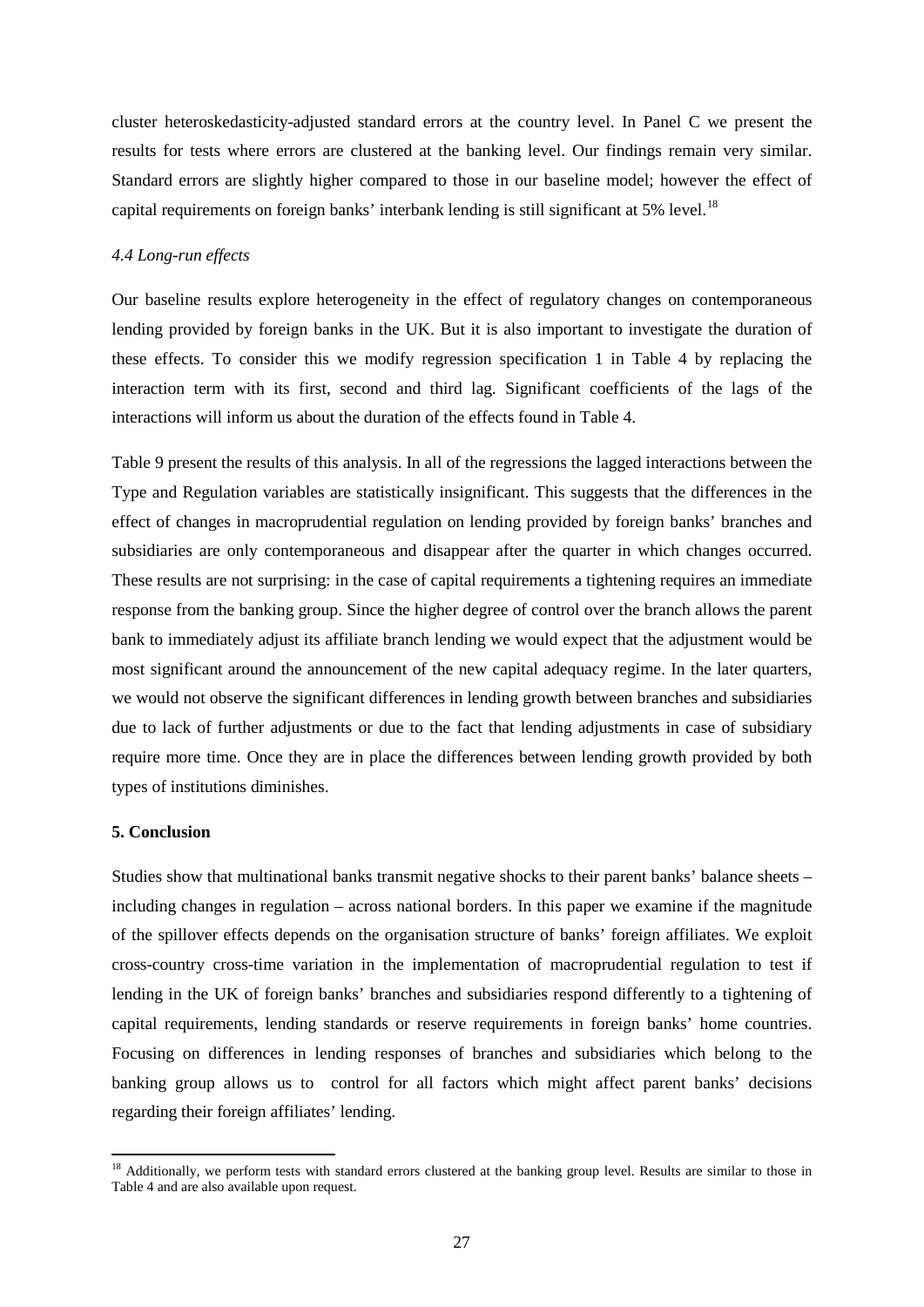cluster heteroskedasticity-adjusted standard errors at the country level. In Panel C we present the results for tests where errors are clustered at the banking level. Our findings remain very similar. Standard errors are slightly higher compared to those in our baseline model; however the effect of capital requirements on foreign banks' interbank lending is still significant at 5% level.[18]

### *4.4 Long-run effects*

Our baseline results explore heterogeneity in the effect of regulatory changes on contemporaneous lending provided by foreign banks in the UK. But it is also important to investigate the duration of these effects. To consider this we modify regression specification 1 in Table 4 by replacing the interaction term with its first, second and third lag. Significant coefficients of the lags of the interactions will inform us about the duration of the effects found in Table 4.

Table 9 present the results of this analysis. In all of the regressions the lagged interactions between the Type and Regulation variables are statistically insignificant. This suggests that the differences in the effect of changes in macroprudential regulation on lending provided by foreign banks' branches and subsidiaries are only contemporaneous and disappear after the quarter in which changes occurred. These results are not surprising: in the case of capital requirements a tightening requires an immediate response from the banking group. Since the higher degree of control over the branch allows the parent bank to immediately adjust its affiliate branch lending we would expect that the adjustment would be most significant around the announcement of the new capital adequacy regime. In the later quarters, we would not observe the significant differences in lending growth between branches and subsidiaries due to lack of further adjustments or due to the fact that lending adjustments in case of subsidiary require more time. Once they are in place the differences between lending growth provided by both types of institutions diminishes.

## 5. Conclusion

Studies show that multinational banks transmit negative shocks to their parent banks' balance sheets – including changes in regulation – across national borders. In this paper we examine if the magnitude of the spillover effects depends on the organisation structure of banks' foreign affiliates. We exploit cross-country cross-time variation in the implementation of macroprudential regulation to test if lending in the UK of foreign banks' branches and subsidiaries respond differently to a tightening of capital requirements, lending standards or reserve requirements in foreign banks' home countries. Focusing on differences in lending responses of branches and subsidiaries which belong to the banking group allows us to control for all factors which might affect parent banks' decisions regarding their foreign affiliates' lending.

---

[18] Additionally, we perform tests with standard errors clustered at the banking group level. Results are similar to those in Table 4 and are also available upon request.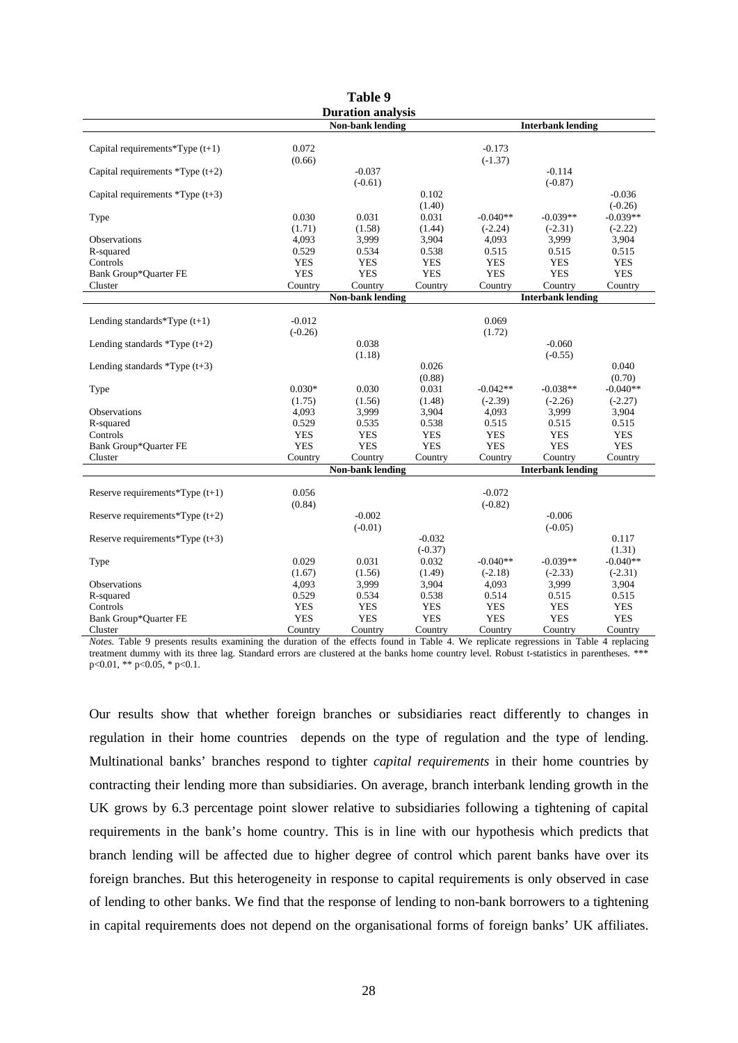**Table 9**

**Duration analysis**

| | Non-bank lending | | | Interbank lending | | |
|---|---|---|---|---|---|---|
| Capital requirements*Type (t+1) | 0.072 | | | -0.173 | | |
| | (0.66) | | | (-1.37) | | |
| Capital requirements *Type (t+2) | | -0.037 | | | -0.114 | |
| | | (-0.61) | | | (-0.87) | |
| Capital requirements *Type (t+3) | | | 0.102 | | | -0.036 |
| | | | (1.40) | | | (-0.26) |
| Type | 0.030 | 0.031 | 0.031 | -0.040** | -0.039** | -0.039** |
| | (1.71) | (1.58) | (1.44) | (-2.24) | (-2.31) | (-2.22) |
| Observations | 4,093 | 3,999 | 3,904 | 4,093 | 3,999 | 3,904 |
| R-squared | 0.529 | 0.534 | 0.538 | 0.515 | 0.515 | 0.515 |
| Controls | YES | YES | YES | YES | YES | YES |
| Bank Group*Quarter FE | YES | YES | YES | YES | YES | YES |
| Cluster | Country | Country | Country | Country | Country | Country |
| | **Non-bank lending** | | | **Interbank lending** | | |
| Lending standards*Type (t+1) | -0.012 | | | 0.069 | | |
| | (-0.26) | | | (1.72) | | |
| Lending standards *Type (t+2) | | 0.038 | | | -0.060 | |
| | | (1.18) | | | (-0.55) | |
| Lending standards *Type (t+3) | | | 0.026 | | | 0.040 |
| | | | (0.88) | | | (0.70) |
| Type | 0.030* | 0.030 | 0.031 | -0.042** | -0.038** | -0.040** |
| | (1.75) | (1.56) | (1.48) | (-2.39) | (-2.26) | (-2.27) |
| Observations | 4,093 | 3,999 | 3,904 | 4,093 | 3,999 | 3,904 |
| R-squared | 0.529 | 0.535 | 0.538 | 0.515 | 0.515 | 0.515 |
| Controls | YES | YES | YES | YES | YES | YES |
| Bank Group*Quarter FE | YES | YES | YES | YES | YES | YES |
| Cluster | Country | Country | Country | Country | Country | Country |
| | **Non-bank lending** | | | **Interbank lending** | | |
| Reserve requirements*Type (t+1) | 0.056 | | | -0.072 | | |
| | (0.84) | | | (-0.82) | | |
| Reserve requirements*Type (t+2) | | -0.002 | | | -0.006 | |
| | | (-0.01) | | | (-0.05) | |
| Reserve requirements*Type (t+3) | | | -0.032 | | | 0.117 |
| | | | (-0.37) | | | (1.31) |
| Type | 0.029 | 0.031 | 0.032 | -0.040** | -0.039** | -0.040** |
| | (1.67) | (1.56) | (1.49) | (-2.18) | (-2.33) | (-2.31) |
| Observations | 4,093 | 3,999 | 3,904 | 4,093 | 3,999 | 3,904 |
| R-squared | 0.529 | 0.534 | 0.538 | 0.514 | 0.515 | 0.515 |
| Controls | YES | YES | YES | YES | YES | YES |
| Bank Group*Quarter FE | YES | YES | YES | YES | YES | YES |
| Cluster | Country | Country | Country | Country | Country | Country |

*Notes.* Table 9 presents results examining the duration of the effects found in Table 4. We replicate regressions in Table 4 replacing treatment dummy with its three lag. Standard errors are clustered at the banks home country level. Robust t-statistics in parentheses. *** p<0.01, ** p<0.05, * p<0.1.

Our results show that whether foreign branches or subsidiaries react differently to changes in regulation in their home countries depends on the type of regulation and the type of lending. Multinational banks' branches respond to tighter *capital requirements* in their home countries by contracting their lending more than subsidiaries. On average, branch interbank lending growth in the UK grows by 6.3 percentage point slower relative to subsidiaries following a tightening of capital requirements in the bank's home country. This is in line with our hypothesis which predicts that branch lending will be affected due to higher degree of control which parent banks have over its foreign branches. But this heterogeneity in response to capital requirements is only observed in case of lending to other banks. We find that the response of lending to non-bank borrowers to a tightening in capital requirements does not depend on the organisational forms of foreign banks' UK affiliates.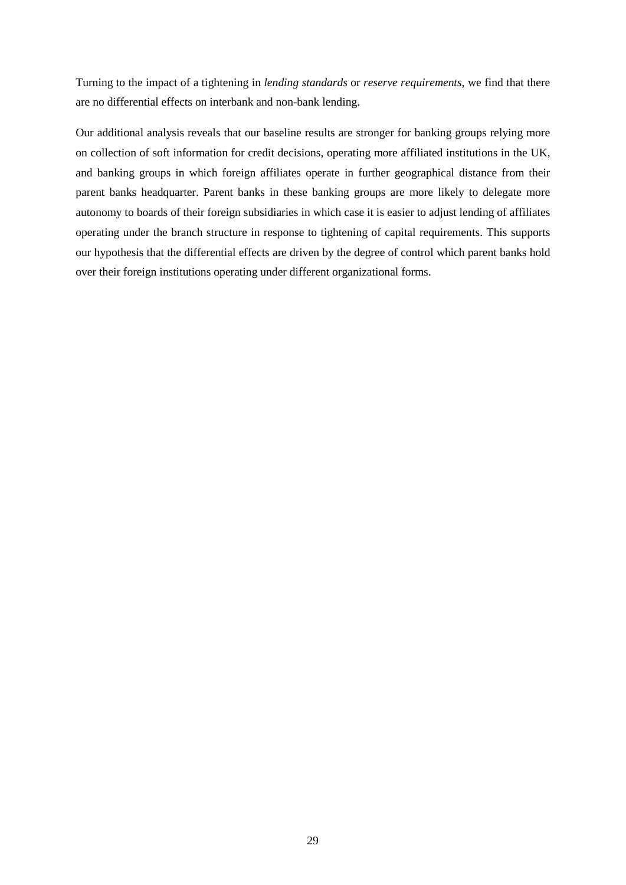Turning to the impact of a tightening in *lending standards* or *reserve requirements*, we find that there are no differential effects on interbank and non-bank lending.

Our additional analysis reveals that our baseline results are stronger for banking groups relying more on collection of soft information for credit decisions, operating more affiliated institutions in the UK, and banking groups in which foreign affiliates operate in further geographical distance from their parent banks headquarter. Parent banks in these banking groups are more likely to delegate more autonomy to boards of their foreign subsidiaries in which case it is easier to adjust lending of affiliates operating under the branch structure in response to tightening of capital requirements. This supports our hypothesis that the differential effects are driven by the degree of control which parent banks hold over their foreign institutions operating under different organizational forms.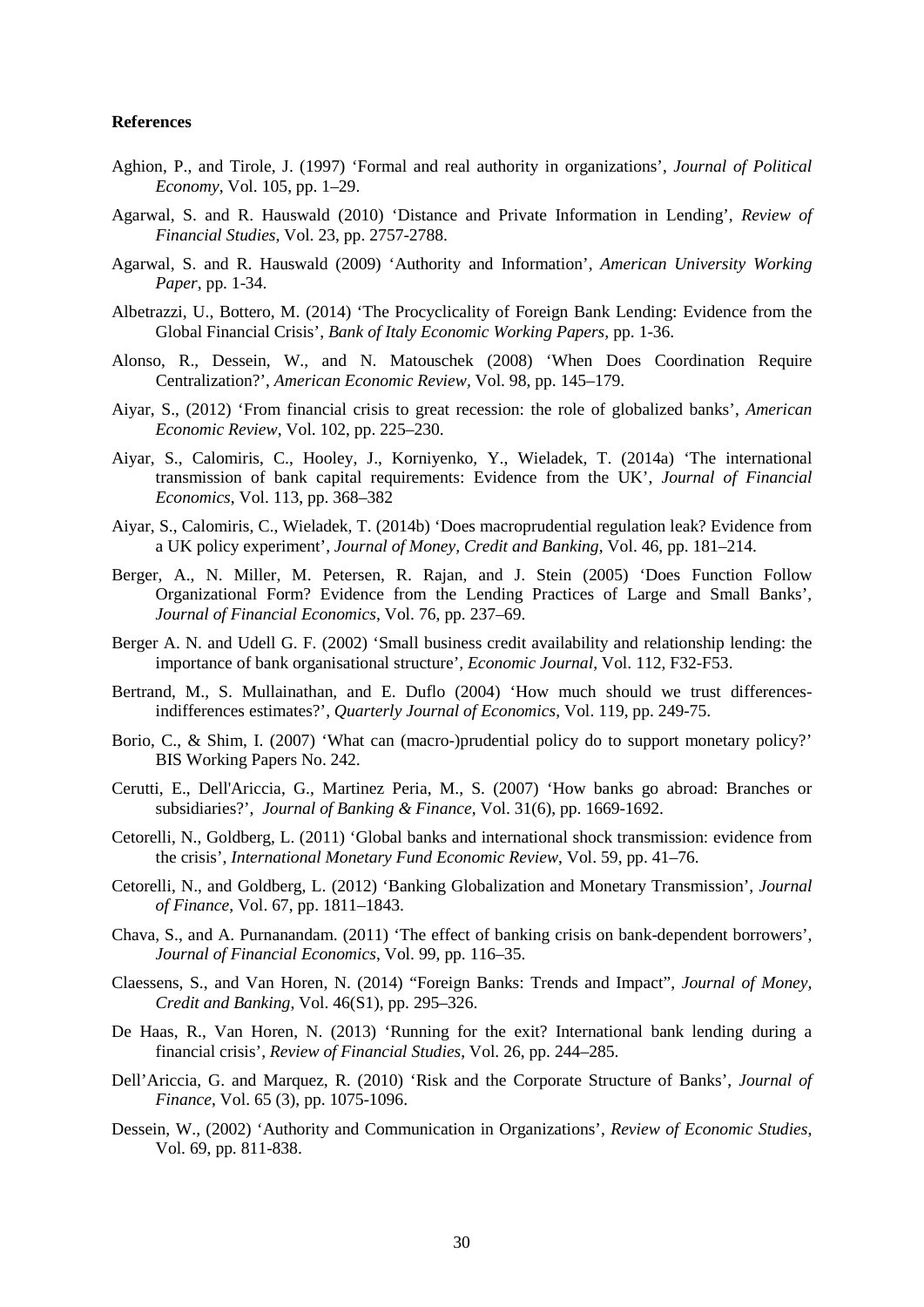**References**

Aghion, P., and Tirole, J. (1997) 'Formal and real authority in organizations', *Journal of Political Economy*, Vol. 105, pp. 1–29.

Agarwal, S. and R. Hauswald (2010) 'Distance and Private Information in Lending', *Review of Financial Studies*, Vol. 23, pp. 2757-2788.

Agarwal, S. and R. Hauswald (2009) 'Authority and Information', *American University Working Paper*, pp. 1-34.

Albetrazzi, U., Bottero, M. (2014) 'The Procyclicality of Foreign Bank Lending: Evidence from the Global Financial Crisis', *Bank of Italy Economic Working Papers*, pp. 1-36.

Alonso, R., Dessein, W., and N. Matouschek (2008) 'When Does Coordination Require Centralization?', *American Economic Review*, Vol. 98, pp. 145–179.

Aiyar, S., (2012) 'From financial crisis to great recession: the role of globalized banks', *American Economic Review*, Vol. 102, pp. 225–230.

Aiyar, S., Calomiris, C., Hooley, J., Korniyenko, Y., Wieladek, T. (2014a) 'The international transmission of bank capital requirements: Evidence from the UK', *Journal of Financial Economics*, Vol. 113, pp. 368–382

Aiyar, S., Calomiris, C., Wieladek, T. (2014b) 'Does macroprudential regulation leak? Evidence from a UK policy experiment', *Journal of Money, Credit and Banking*, Vol. 46, pp. 181–214.

Berger, A., N. Miller, M. Petersen, R. Rajan, and J. Stein (2005) 'Does Function Follow Organizational Form? Evidence from the Lending Practices of Large and Small Banks', *Journal of Financial Economics*, Vol. 76, pp. 237–69.

Berger A. N. and Udell G. F. (2002) 'Small business credit availability and relationship lending: the importance of bank organisational structure', *Economic Journal*, Vol. 112, F32-F53.

Bertrand, M., S. Mullainathan, and E. Duflo (2004) 'How much should we trust differences-indifferences estimates?', *Quarterly Journal of Economics*, Vol. 119, pp. 249-75.

Borio, C., & Shim, I. (2007) 'What can (macro-)prudential policy do to support monetary policy?' BIS Working Papers No. 242.

Cerutti, E., Dell'Ariccia, G., Martinez Peria, M., S. (2007) 'How banks go abroad: Branches or subsidiaries?', *Journal of Banking & Finance*, Vol. 31(6), pp. 1669-1692.

Cetorelli, N., Goldberg, L. (2011) 'Global banks and international shock transmission: evidence from the crisis', *International Monetary Fund Economic Review*, Vol. 59, pp. 41–76.

Cetorelli, N., and Goldberg, L. (2012) 'Banking Globalization and Monetary Transmission', *Journal of Finance*, Vol. 67, pp. 1811–1843.

Chava, S., and A. Purnanandam. (2011) 'The effect of banking crisis on bank-dependent borrowers', *Journal of Financial Economics*, Vol. 99, pp. 116–35.

Claessens, S., and Van Horen, N. (2014) "Foreign Banks: Trends and Impact", *Journal of Money, Credit and Banking*, Vol. 46(S1), pp. 295–326.

De Haas, R., Van Horen, N. (2013) 'Running for the exit? International bank lending during a financial crisis', *Review of Financial Studies*, Vol. 26, pp. 244–285.

Dell'Ariccia, G. and Marquez, R. (2010) 'Risk and the Corporate Structure of Banks', *Journal of Finance*, Vol. 65 (3), pp. 1075-1096.

Dessein, W., (2002) 'Authority and Communication in Organizations', *Review of Economic Studies*, Vol. 69, pp. 811-838.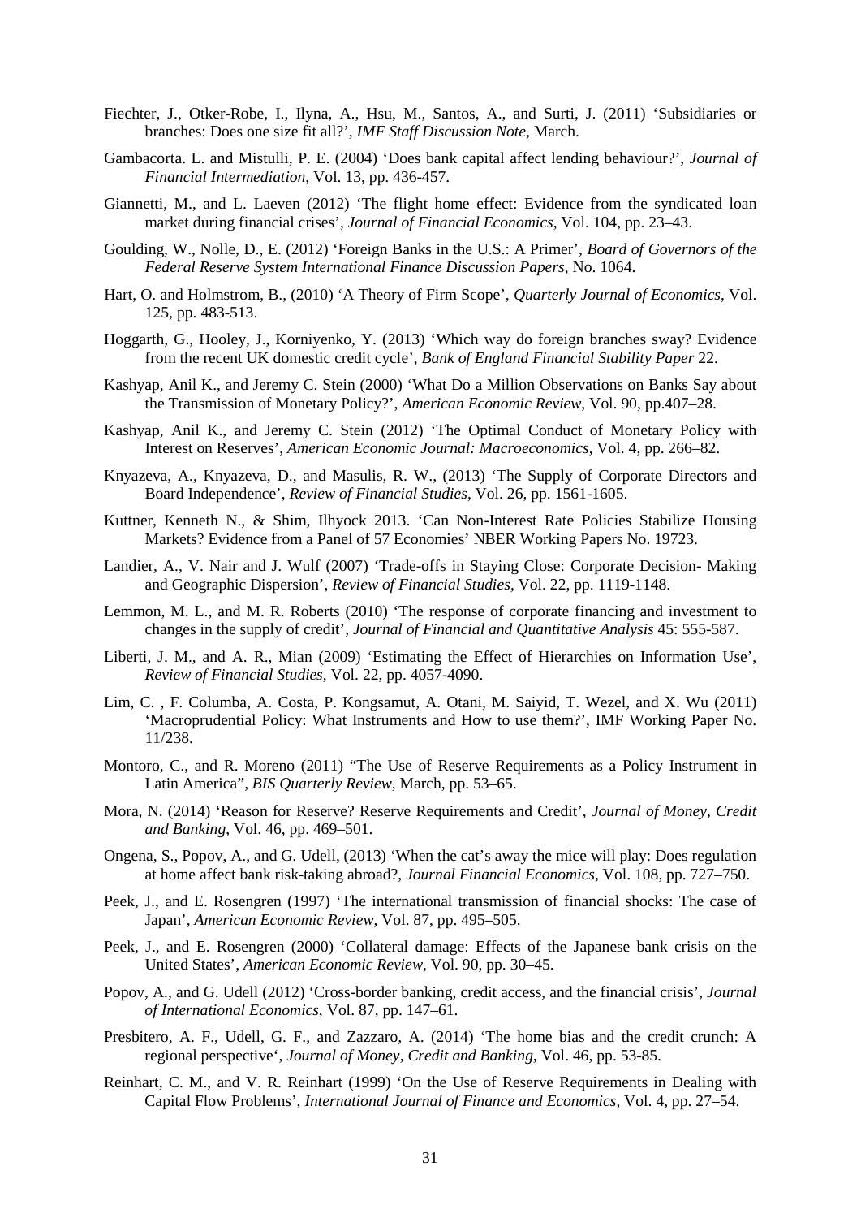Fiechter, J., Otker-Robe, I., Ilyna, A., Hsu, M., Santos, A., and Surti, J. (2011) 'Subsidiaries or branches: Does one size fit all?', *IMF Staff Discussion Note*, March.

Gambacorta. L. and Mistulli, P. E. (2004) 'Does bank capital affect lending behaviour?', *Journal of Financial Intermediation*, Vol. 13, pp. 436-457.

Giannetti, M., and L. Laeven (2012) 'The flight home effect: Evidence from the syndicated loan market during financial crises', *Journal of Financial Economics*, Vol. 104, pp. 23–43.

Goulding, W., Nolle, D., E. (2012) 'Foreign Banks in the U.S.: A Primer', *Board of Governors of the Federal Reserve System International Finance Discussion Papers*, No. 1064.

Hart, O. and Holmstrom, B., (2010) 'A Theory of Firm Scope', *Quarterly Journal of Economics*, Vol. 125, pp. 483-513.

Hoggarth, G., Hooley, J., Korniyenko, Y. (2013) 'Which way do foreign branches sway? Evidence from the recent UK domestic credit cycle', *Bank of England Financial Stability Paper* 22.

Kashyap, Anil K., and Jeremy C. Stein (2000) 'What Do a Million Observations on Banks Say about the Transmission of Monetary Policy?', *American Economic Review*, Vol. 90, pp.407–28.

Kashyap, Anil K., and Jeremy C. Stein (2012) 'The Optimal Conduct of Monetary Policy with Interest on Reserves', *American Economic Journal: Macroeconomics*, Vol. 4, pp. 266–82.

Knyazeva, A., Knyazeva, D., and Masulis, R. W., (2013) 'The Supply of Corporate Directors and Board Independence', *Review of Financial Studies*, Vol. 26, pp. 1561-1605.

Kuttner, Kenneth N., & Shim, Ilhyock 2013. 'Can Non-Interest Rate Policies Stabilize Housing Markets? Evidence from a Panel of 57 Economies' NBER Working Papers No. 19723.

Landier, A., V. Nair and J. Wulf (2007) 'Trade-offs in Staying Close: Corporate Decision- Making and Geographic Dispersion', *Review of Financial Studies*, Vol. 22, pp. 1119-1148.

Lemmon, M. L., and M. R. Roberts (2010) 'The response of corporate financing and investment to changes in the supply of credit', *Journal of Financial and Quantitative Analysis* 45: 555-587.

Liberti, J. M., and A. R., Mian (2009) 'Estimating the Effect of Hierarchies on Information Use', *Review of Financial Studies*, Vol. 22, pp. 4057-4090.

Lim, C. , F. Columba, A. Costa, P. Kongsamut, A. Otani, M. Saiyid, T. Wezel, and X. Wu (2011) 'Macroprudential Policy: What Instruments and How to use them?', IMF Working Paper No. 11/238.

Montoro, C., and R. Moreno (2011) "The Use of Reserve Requirements as a Policy Instrument in Latin America", *BIS Quarterly Review*, March, pp. 53–65.

Mora, N. (2014) 'Reason for Reserve? Reserve Requirements and Credit', *Journal of Money, Credit and Banking*, Vol. 46, pp. 469–501.

Ongena, S., Popov, A., and G. Udell, (2013) 'When the cat's away the mice will play: Does regulation at home affect bank risk-taking abroad?, *Journal Financial Economics*, Vol. 108, pp. 727–750.

Peek, J., and E. Rosengren (1997) 'The international transmission of financial shocks: The case of Japan', *American Economic Review*, Vol. 87, pp. 495–505.

Peek, J., and E. Rosengren (2000) 'Collateral damage: Effects of the Japanese bank crisis on the United States', *American Economic Review*, Vol. 90, pp. 30–45.

Popov, A., and G. Udell (2012) 'Cross-border banking, credit access, and the financial crisis', *Journal of International Economics*, Vol. 87, pp. 147–61.

Presbitero, A. F., Udell, G. F., and Zazzaro, A. (2014) 'The home bias and the credit crunch: A regional perspective', *Journal of Money, Credit and Banking*, Vol. 46, pp. 53-85.

Reinhart, C. M., and V. R. Reinhart (1999) 'On the Use of Reserve Requirements in Dealing with Capital Flow Problems', *International Journal of Finance and Economics*, Vol. 4, pp. 27–54.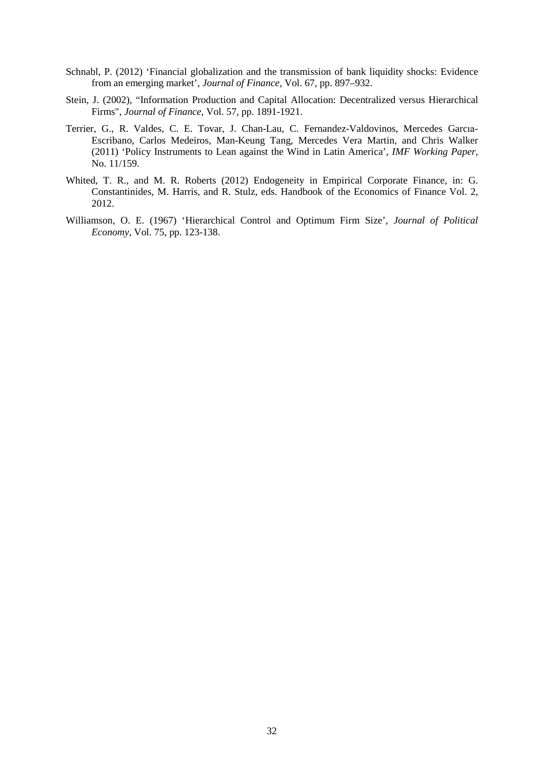Schnabl, P. (2012) 'Financial globalization and the transmission of bank liquidity shocks: Evidence from an emerging market', *Journal of Finance*, Vol. 67, pp. 897–932.

Stein, J. (2002), "Information Production and Capital Allocation: Decentralized versus Hierarchical Firms", *Journal of Finance*, Vol. 57, pp. 1891-1921.

Terrier, G., R. Valdes, C. E. Tovar, J. Chan-Lau, C. Fernandez-Valdovinos, Mercedes Garcıa-Escribano, Carlos Medeiros, Man-Keung Tang, Mercedes Vera Martin, and Chris Walker (2011) 'Policy Instruments to Lean against the Wind in Latin America', *IMF Working Paper*, No. 11/159.

Whited, T. R., and M. R. Roberts (2012) Endogeneity in Empirical Corporate Finance, in: G. Constantinides, M. Harris, and R. Stulz, eds. Handbook of the Economics of Finance Vol. 2, 2012.

Williamson, O. E. (1967) 'Hierarchical Control and Optimum Firm Size', *Journal of Political Economy*, Vol. 75, pp. 123-138.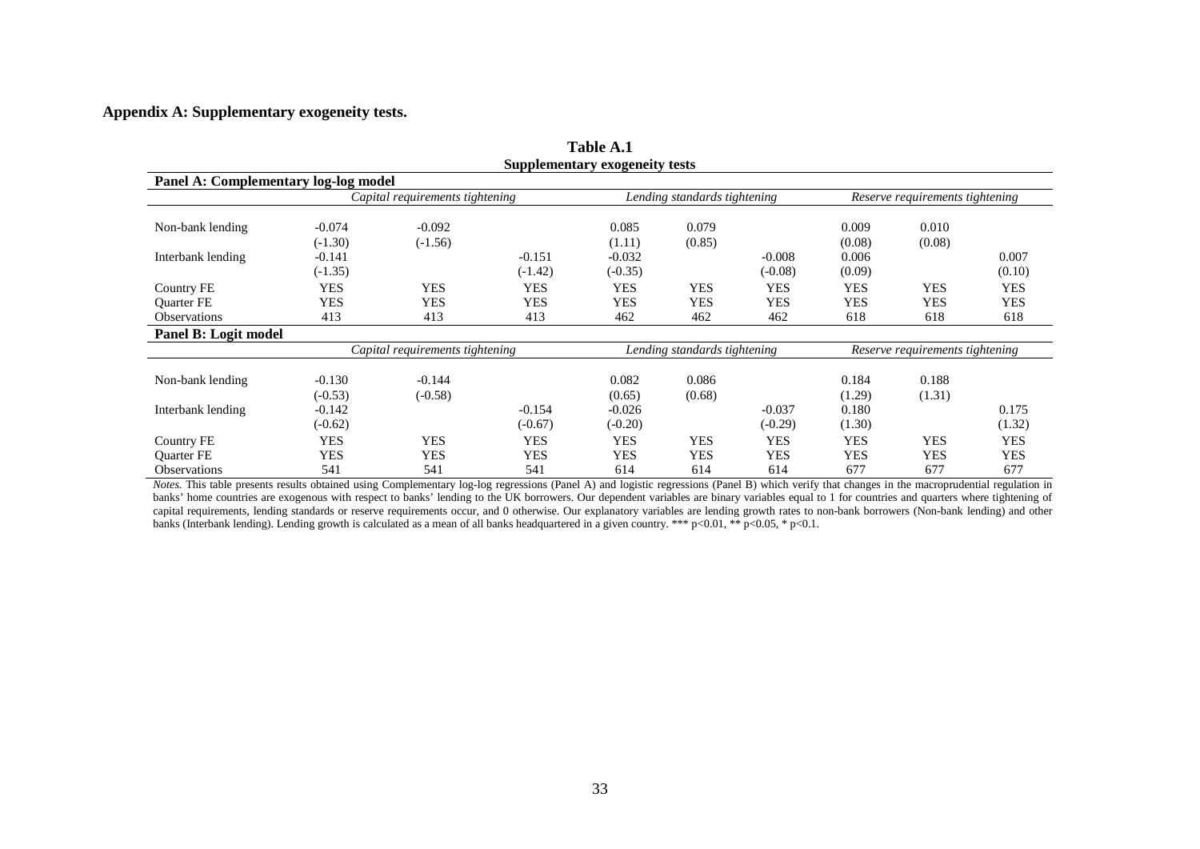**Appendix A: Supplementary exogeneity tests.**

**Table A.1**
**Supplementary exogeneity tests**

| **Panel A: Complementary log-log model** | | | | | | | | | |
|---|---|---|---|---|---|---|---|---|---|
| | *Capital requirements tightening* | | | *Lending standards tightening* | | | *Reserve requirements tightening* | | |
| Non-bank lending | -0.074 | -0.092 | | 0.085 | 0.079 | | 0.009 | 0.010 | |
| | (-1.30) | (-1.56) | | (1.11) | (0.85) | | (0.08) | (0.08) | |
| Interbank lending | -0.141 | | -0.151 | -0.032 | | -0.008 | 0.006 | | 0.007 |
| | (-1.35) | | (-1.42) | (-0.35) | | (-0.08) | (0.09) | | (0.10) |
| Country FE | YES | YES | YES | YES | YES | YES | YES | YES | YES |
| Quarter FE | YES | YES | YES | YES | YES | YES | YES | YES | YES |
| Observations | 413 | 413 | 413 | 462 | 462 | 462 | 618 | 618 | 618 |
| **Panel B: Logit model** | | | | | | | | | |
| | *Capital requirements tightening* | | | *Lending standards tightening* | | | *Reserve requirements tightening* | | |
| Non-bank lending | -0.130 | -0.144 | | 0.082 | 0.086 | | 0.184 | 0.188 | |
| | (-0.53) | (-0.58) | | (0.65) | (0.68) | | (1.29) | (1.31) | |
| Interbank lending | -0.142 | | -0.154 | -0.026 | | -0.037 | 0.180 | | 0.175 |
| | (-0.62) | | (-0.67) | (-0.20) | | (-0.29) | (1.30) | | (1.32) |
| Country FE | YES | YES | YES | YES | YES | YES | YES | YES | YES |
| Quarter FE | YES | YES | YES | YES | YES | YES | YES | YES | YES |
| Observations | 541 | 541 | 541 | 614 | 614 | 614 | 677 | 677 | 677 |

*Notes.* This table presents results obtained using Complementary log-log regressions (Panel A) and logistic regressions (Panel B) which verify that changes in the macroprudential regulation in banks' home countries are exogenous with respect to banks' lending to the UK borrowers. Our dependent variables are binary variables equal to 1 for countries and quarters where tightening of capital requirements, lending standards or reserve requirements occur, and 0 otherwise. Our explanatory variables are lending growth rates to non-bank borrowers (Non-bank lending) and other banks (Interbank lending). Lending growth is calculated as a mean of all banks headquartered in a given country. *** p<0.01, ** p<0.05, * p<0.1.